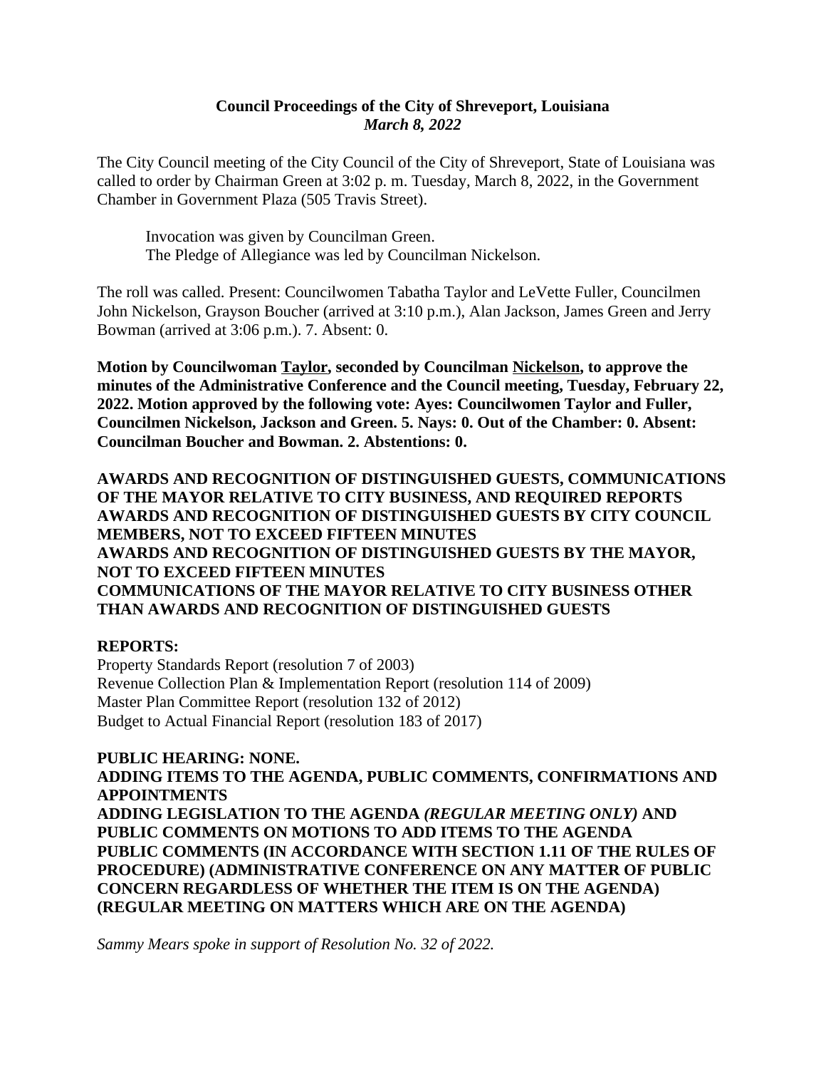**Council Proceedings of the City of Shreveport, Louisiana**
***March 8, 2022***

The City Council meeting of the City Council of the City of Shreveport, State of Louisiana was called to order by Chairman Green at 3:02 p. m. Tuesday, March 8, 2022, in the Government Chamber in Government Plaza (505 Travis Street).

Invocation was given by Councilman Green.
The Pledge of Allegiance was led by Councilman Nickelson.

The roll was called. Present: Councilwomen Tabatha Taylor and LeVette Fuller, Councilmen John Nickelson, Grayson Boucher (arrived at 3:10 p.m.), Alan Jackson, James Green and Jerry Bowman (arrived at 3:06 p.m.). 7. Absent: 0.

**Motion by Councilwoman <u>Taylor</u>, seconded by Councilman <u>Nickelson</u>, to approve the minutes of the Administrative Conference and the Council meeting, Tuesday, February 22, 2022. Motion approved by the following vote: Ayes: Councilwomen Taylor and Fuller, Councilmen Nickelson, Jackson and Green. 5. Nays: 0. Out of the Chamber: 0. Absent: Councilman Boucher and Bowman. 2. Abstentions: 0.**

**AWARDS AND RECOGNITION OF DISTINGUISHED GUESTS, COMMUNICATIONS OF THE MAYOR RELATIVE TO CITY BUSINESS, AND REQUIRED REPORTS**
**AWARDS AND RECOGNITION OF DISTINGUISHED GUESTS BY CITY COUNCIL MEMBERS, NOT TO EXCEED FIFTEEN MINUTES**
**AWARDS AND RECOGNITION OF DISTINGUISHED GUESTS BY THE MAYOR, NOT TO EXCEED FIFTEEN MINUTES**
**COMMUNICATIONS OF THE MAYOR RELATIVE TO CITY BUSINESS OTHER THAN AWARDS AND RECOGNITION OF DISTINGUISHED GUESTS**

**REPORTS:**
Property Standards Report (resolution 7 of 2003)
Revenue Collection Plan & Implementation Report (resolution 114 of 2009)
Master Plan Committee Report (resolution 132 of 2012)
Budget to Actual Financial Report (resolution 183 of 2017)

**PUBLIC HEARING: NONE.**
**ADDING ITEMS TO THE AGENDA, PUBLIC COMMENTS, CONFIRMATIONS AND APPOINTMENTS**
**ADDING LEGISLATION TO THE AGENDA *(REGULAR MEETING ONLY)* AND PUBLIC COMMENTS ON MOTIONS TO ADD ITEMS TO THE AGENDA**
**PUBLIC COMMENTS (IN ACCORDANCE WITH SECTION 1.11 OF THE RULES OF PROCEDURE) (ADMINISTRATIVE CONFERENCE ON ANY MATTER OF PUBLIC CONCERN REGARDLESS OF WHETHER THE ITEM IS ON THE AGENDA) (REGULAR MEETING ON MATTERS WHICH ARE ON THE AGENDA)**

*Sammy Mears spoke in support of Resolution No. 32 of 2022.*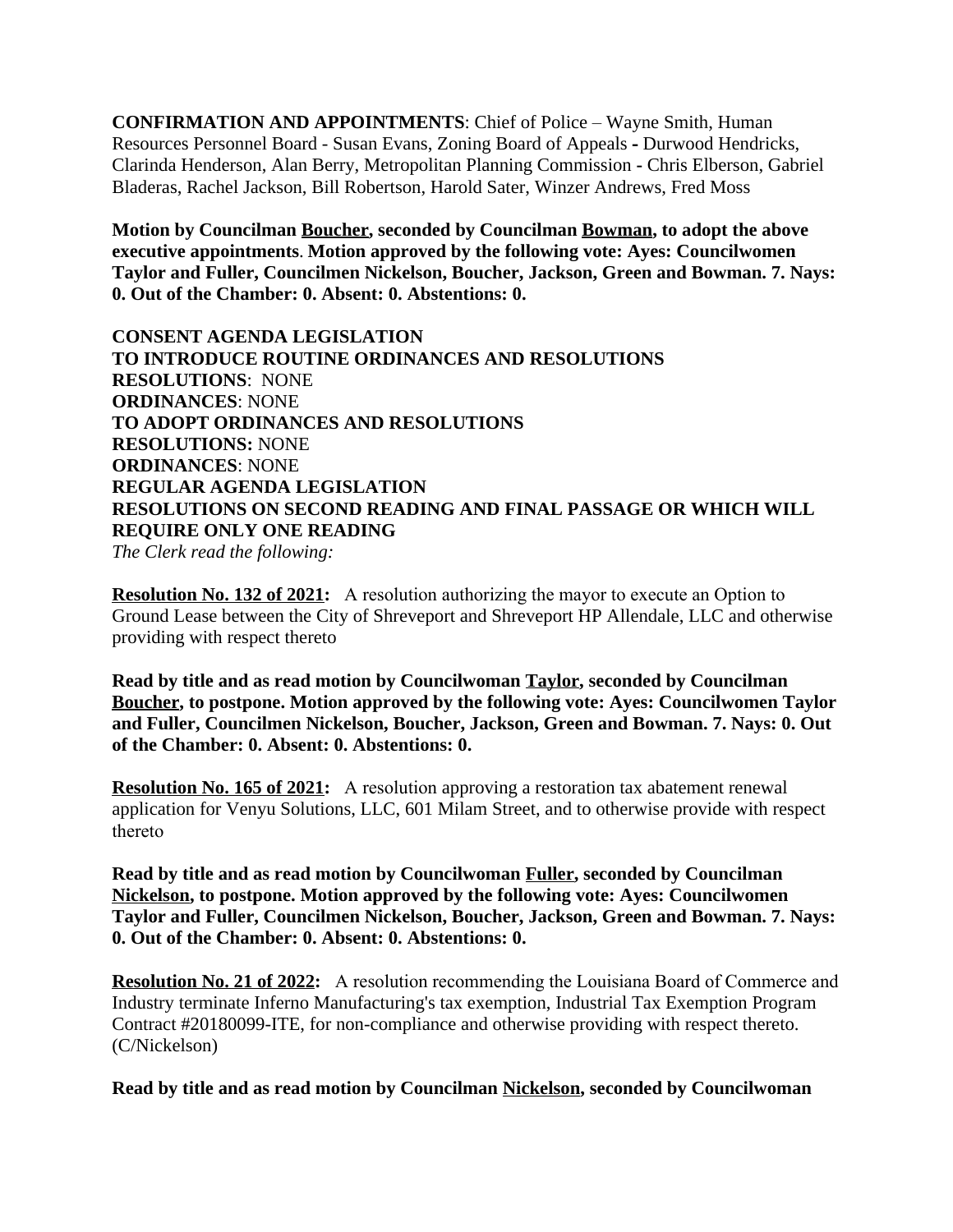**CONFIRMATION AND APPOINTMENTS**: Chief of Police – Wayne Smith, Human Resources Personnel Board - Susan Evans, Zoning Board of Appeals **-** Durwood Hendricks, Clarinda Henderson, Alan Berry, Metropolitan Planning Commission **-** Chris Elberson, Gabriel Bladeras, Rachel Jackson, Bill Robertson, Harold Sater, Winzer Andrews, Fred Moss

**Motion by Councilman Boucher, seconded by Councilman Bowman, to adopt the above executive appointments**. **Motion approved by the following vote: Ayes: Councilwomen Taylor and Fuller, Councilmen Nickelson, Boucher, Jackson, Green and Bowman. 7. Nays: 0. Out of the Chamber: 0. Absent: 0. Abstentions: 0.**

**CONSENT AGENDA LEGISLATION**
**TO INTRODUCE ROUTINE ORDINANCES AND RESOLUTIONS**
**RESOLUTIONS**: NONE
**ORDINANCES**: NONE
**TO ADOPT ORDINANCES AND RESOLUTIONS**
**RESOLUTIONS:** NONE
**ORDINANCES**: NONE
**REGULAR AGENDA LEGISLATION**
**RESOLUTIONS ON SECOND READING AND FINAL PASSAGE OR WHICH WILL REQUIRE ONLY ONE READING**
*The Clerk read the following:*

**Resolution No. 132 of 2021:** A resolution authorizing the mayor to execute an Option to Ground Lease between the City of Shreveport and Shreveport HP Allendale, LLC and otherwise providing with respect thereto

**Read by title and as read motion by Councilwoman Taylor, seconded by Councilman Boucher, to postpone. Motion approved by the following vote: Ayes: Councilwomen Taylor and Fuller, Councilmen Nickelson, Boucher, Jackson, Green and Bowman. 7. Nays: 0. Out of the Chamber: 0. Absent: 0. Abstentions: 0.**

**Resolution No. 165 of 2021:** A resolution approving a restoration tax abatement renewal application for Venyu Solutions, LLC, 601 Milam Street, and to otherwise provide with respect thereto

**Read by title and as read motion by Councilwoman Fuller, seconded by Councilman Nickelson, to postpone. Motion approved by the following vote: Ayes: Councilwomen Taylor and Fuller, Councilmen Nickelson, Boucher, Jackson, Green and Bowman. 7. Nays: 0. Out of the Chamber: 0. Absent: 0. Abstentions: 0.**

**Resolution No. 21 of 2022:** A resolution recommending the Louisiana Board of Commerce and Industry terminate Inferno Manufacturing's tax exemption, Industrial Tax Exemption Program Contract #20180099-ITE, for non-compliance and otherwise providing with respect thereto. (C/Nickelson)

**Read by title and as read motion by Councilman Nickelson, seconded by Councilwoman**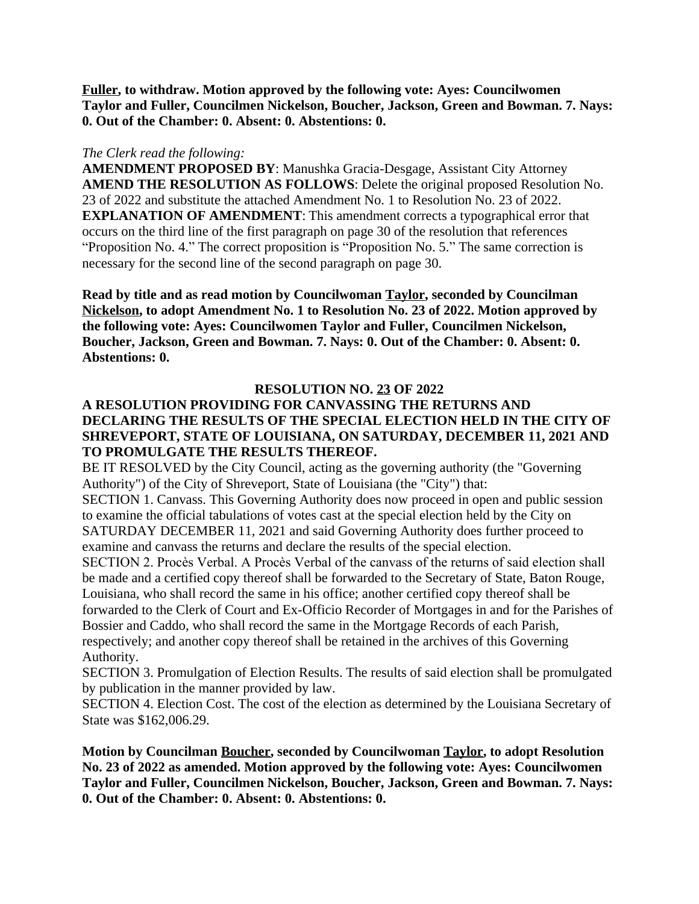**Fuller, to withdraw. Motion approved by the following vote: Ayes: Councilwomen Taylor and Fuller, Councilmen Nickelson, Boucher, Jackson, Green and Bowman. 7. Nays: 0. Out of the Chamber: 0. Absent: 0. Abstentions: 0.**

*The Clerk read the following:*

**AMENDMENT PROPOSED BY**: Manushka Gracia-Desgage, Assistant City Attorney
**AMEND THE RESOLUTION AS FOLLOWS**: Delete the original proposed Resolution No. 23 of 2022 and substitute the attached Amendment No. 1 to Resolution No. 23 of 2022.
**EXPLANATION OF AMENDMENT**: This amendment corrects a typographical error that occurs on the third line of the first paragraph on page 30 of the resolution that references "Proposition No. 4." The correct proposition is "Proposition No. 5." The same correction is necessary for the second line of the second paragraph on page 30.

**Read by title and as read motion by Councilwoman Taylor, seconded by Councilman Nickelson, to adopt Amendment No. 1 to Resolution No. 23 of 2022. Motion approved by the following vote: Ayes: Councilwomen Taylor and Fuller, Councilmen Nickelson, Boucher, Jackson, Green and Bowman. 7. Nays: 0. Out of the Chamber: 0. Absent: 0. Abstentions: 0.**

**RESOLUTION NO. 23 OF 2022**

**A RESOLUTION PROVIDING FOR CANVASSING THE RETURNS AND DECLARING THE RESULTS OF THE SPECIAL ELECTION HELD IN THE CITY OF SHREVEPORT, STATE OF LOUISIANA, ON SATURDAY, DECEMBER 11, 2021 AND TO PROMULGATE THE RESULTS THEREOF.**

BE IT RESOLVED by the City Council, acting as the governing authority (the "Governing Authority") of the City of Shreveport, State of Louisiana (the "City") that:

SECTION 1. Canvass. This Governing Authority does now proceed in open and public session to examine the official tabulations of votes cast at the special election held by the City on SATURDAY DECEMBER 11, 2021 and said Governing Authority does further proceed to examine and canvass the returns and declare the results of the special election.

SECTION 2. Procès Verbal. A Procès Verbal of the canvass of the returns of said election shall be made and a certified copy thereof shall be forwarded to the Secretary of State, Baton Rouge, Louisiana, who shall record the same in his office; another certified copy thereof shall be forwarded to the Clerk of Court and Ex-Officio Recorder of Mortgages in and for the Parishes of Bossier and Caddo, who shall record the same in the Mortgage Records of each Parish, respectively; and another copy thereof shall be retained in the archives of this Governing Authority.

SECTION 3. Promulgation of Election Results. The results of said election shall be promulgated by publication in the manner provided by law.

SECTION 4. Election Cost. The cost of the election as determined by the Louisiana Secretary of State was $162,006.29.

**Motion by Councilman Boucher, seconded by Councilwoman Taylor, to adopt Resolution No. 23 of 2022 as amended. Motion approved by the following vote: Ayes: Councilwomen Taylor and Fuller, Councilmen Nickelson, Boucher, Jackson, Green and Bowman. 7. Nays: 0. Out of the Chamber: 0. Absent: 0. Abstentions: 0.**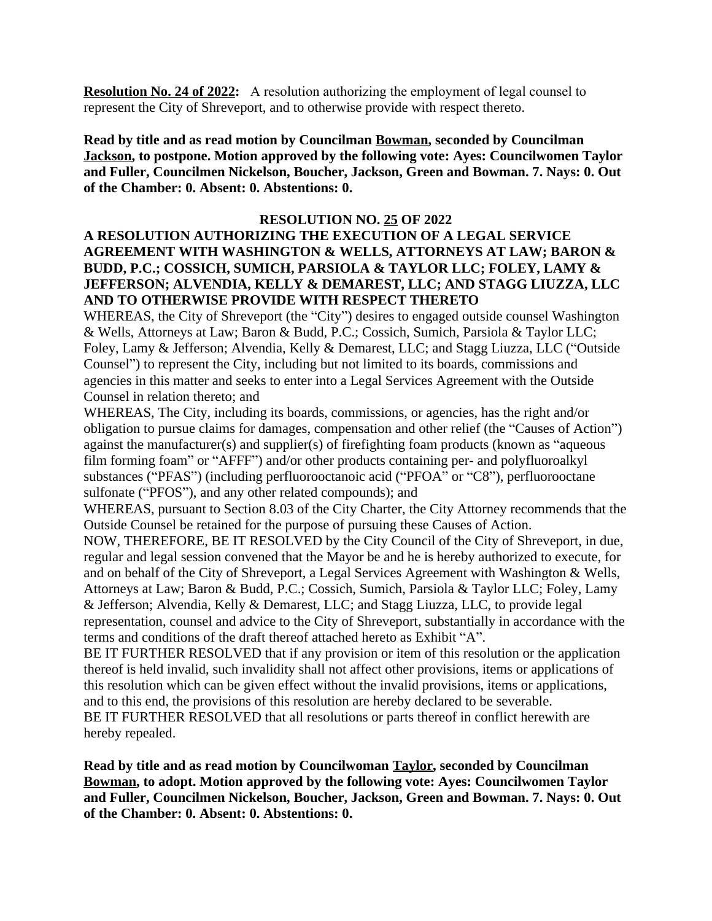**Resolution No. 24 of 2022:** A resolution authorizing the employment of legal counsel to represent the City of Shreveport, and to otherwise provide with respect thereto.

**Read by title and as read motion by Councilman Bowman, seconded by Councilman Jackson, to postpone. Motion approved by the following vote: Ayes: Councilwomen Taylor and Fuller, Councilmen Nickelson, Boucher, Jackson, Green and Bowman. 7. Nays: 0. Out of the Chamber: 0. Absent: 0. Abstentions: 0.**

**RESOLUTION NO. 25 OF 2022**

**A RESOLUTION AUTHORIZING THE EXECUTION OF A LEGAL SERVICE AGREEMENT WITH WASHINGTON & WELLS, ATTORNEYS AT LAW; BARON & BUDD, P.C.; COSSICH, SUMICH, PARSIOLA & TAYLOR LLC; FOLEY, LAMY & JEFFERSON; ALVENDIA, KELLY & DEMAREST, LLC; AND STAGG LIUZZA, LLC AND TO OTHERWISE PROVIDE WITH RESPECT THERETO**

WHEREAS, the City of Shreveport (the "City") desires to engaged outside counsel Washington & Wells, Attorneys at Law; Baron & Budd, P.C.; Cossich, Sumich, Parsiola & Taylor LLC; Foley, Lamy & Jefferson; Alvendia, Kelly & Demarest, LLC; and Stagg Liuzza, LLC ("Outside Counsel") to represent the City, including but not limited to its boards, commissions and agencies in this matter and seeks to enter into a Legal Services Agreement with the Outside Counsel in relation thereto; and

WHEREAS, The City, including its boards, commissions, or agencies, has the right and/or obligation to pursue claims for damages, compensation and other relief (the "Causes of Action") against the manufacturer(s) and supplier(s) of firefighting foam products (known as "aqueous film forming foam" or "AFFF") and/or other products containing per- and polyfluoroalkyl substances ("PFAS") (including perfluorooctanoic acid ("PFOA" or "C8"), perfluorooctane sulfonate ("PFOS"), and any other related compounds); and

WHEREAS, pursuant to Section 8.03 of the City Charter, the City Attorney recommends that the Outside Counsel be retained for the purpose of pursuing these Causes of Action.

NOW, THEREFORE, BE IT RESOLVED by the City Council of the City of Shreveport, in due, regular and legal session convened that the Mayor be and he is hereby authorized to execute, for and on behalf of the City of Shreveport, a Legal Services Agreement with Washington & Wells, Attorneys at Law; Baron & Budd, P.C.; Cossich, Sumich, Parsiola & Taylor LLC; Foley, Lamy & Jefferson; Alvendia, Kelly & Demarest, LLC; and Stagg Liuzza, LLC, to provide legal representation, counsel and advice to the City of Shreveport, substantially in accordance with the terms and conditions of the draft thereof attached hereto as Exhibit "A".

BE IT FURTHER RESOLVED that if any provision or item of this resolution or the application thereof is held invalid, such invalidity shall not affect other provisions, items or applications of this resolution which can be given effect without the invalid provisions, items or applications, and to this end, the provisions of this resolution are hereby declared to be severable.

BE IT FURTHER RESOLVED that all resolutions or parts thereof in conflict herewith are hereby repealed.

**Read by title and as read motion by Councilwoman Taylor, seconded by Councilman Bowman, to adopt. Motion approved by the following vote: Ayes: Councilwomen Taylor and Fuller, Councilmen Nickelson, Boucher, Jackson, Green and Bowman. 7. Nays: 0. Out of the Chamber: 0. Absent: 0. Abstentions: 0.**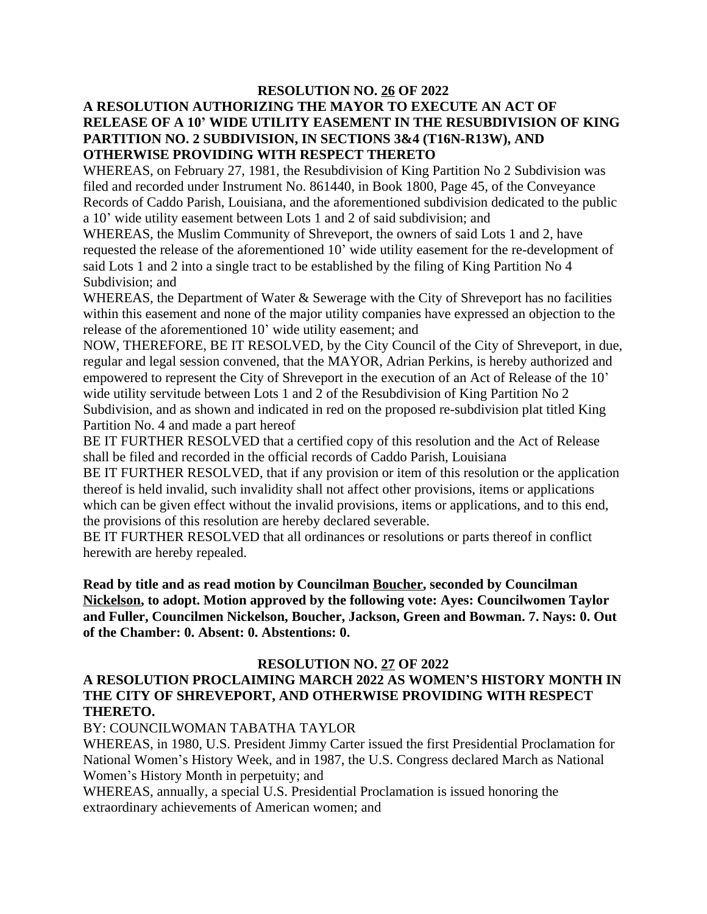**RESOLUTION NO. 26 OF 2022**

**A RESOLUTION AUTHORIZING THE MAYOR TO EXECUTE AN ACT OF RELEASE OF A 10' WIDE UTILITY EASEMENT IN THE RESUBDIVISION OF KING PARTITION NO. 2 SUBDIVISION, IN SECTIONS 3&4 (T16N-R13W), AND OTHERWISE PROVIDING WITH RESPECT THERETO**

WHEREAS, on February 27, 1981, the Resubdivision of King Partition No 2 Subdivision was filed and recorded under Instrument No. 861440, in Book 1800, Page 45, of the Conveyance Records of Caddo Parish, Louisiana, and the aforementioned subdivision dedicated to the public a 10' wide utility easement between Lots 1 and 2 of said subdivision; and

WHEREAS, the Muslim Community of Shreveport, the owners of said Lots 1 and 2, have requested the release of the aforementioned 10' wide utility easement for the re-development of said Lots 1 and 2 into a single tract to be established by the filing of King Partition No 4 Subdivision; and

WHEREAS, the Department of Water & Sewerage with the City of Shreveport has no facilities within this easement and none of the major utility companies have expressed an objection to the release of the aforementioned 10' wide utility easement; and

NOW, THEREFORE, BE IT RESOLVED, by the City Council of the City of Shreveport, in due, regular and legal session convened, that the MAYOR, Adrian Perkins, is hereby authorized and empowered to represent the City of Shreveport in the execution of an Act of Release of the 10' wide utility servitude between Lots 1 and 2 of the Resubdivision of King Partition No 2 Subdivision, and as shown and indicated in red on the proposed re-subdivision plat titled King Partition No. 4 and made a part hereof

BE IT FURTHER RESOLVED that a certified copy of this resolution and the Act of Release shall be filed and recorded in the official records of Caddo Parish, Louisiana

BE IT FURTHER RESOLVED, that if any provision or item of this resolution or the application thereof is held invalid, such invalidity shall not affect other provisions, items or applications which can be given effect without the invalid provisions, items or applications, and to this end, the provisions of this resolution are hereby declared severable.

BE IT FURTHER RESOLVED that all ordinances or resolutions or parts thereof in conflict herewith are hereby repealed.

**Read by title and as read motion by Councilman Boucher, seconded by Councilman Nickelson, to adopt. Motion approved by the following vote: Ayes: Councilwomen Taylor and Fuller, Councilmen Nickelson, Boucher, Jackson, Green and Bowman. 7. Nays: 0. Out of the Chamber: 0. Absent: 0. Abstentions: 0.**

**RESOLUTION NO. 27 OF 2022**

**A RESOLUTION PROCLAIMING MARCH 2022 AS WOMEN'S HISTORY MONTH IN THE CITY OF SHREVEPORT, AND OTHERWISE PROVIDING WITH RESPECT THERETO.**

BY: COUNCILWOMAN TABATHA TAYLOR

WHEREAS, in 1980, U.S. President Jimmy Carter issued the first Presidential Proclamation for National Women's History Week, and in 1987, the U.S. Congress declared March as National Women's History Month in perpetuity; and

WHEREAS, annually, a special U.S. Presidential Proclamation is issued honoring the extraordinary achievements of American women; and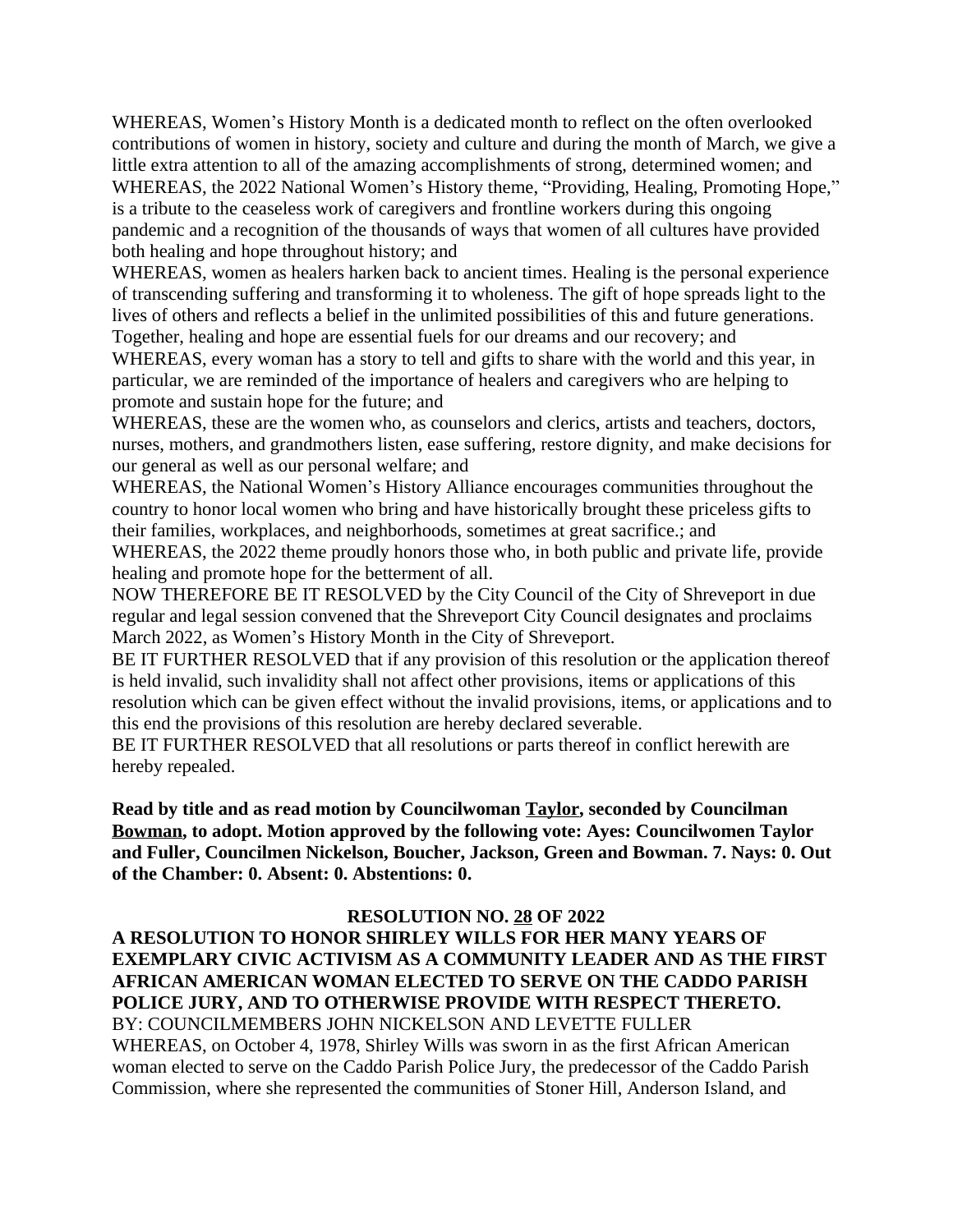WHEREAS, Women's History Month is a dedicated month to reflect on the often overlooked contributions of women in history, society and culture and during the month of March, we give a little extra attention to all of the amazing accomplishments of strong, determined women; and

WHEREAS, the 2022 National Women's History theme, "Providing, Healing, Promoting Hope," is a tribute to the ceaseless work of caregivers and frontline workers during this ongoing pandemic and a recognition of the thousands of ways that women of all cultures have provided both healing and hope throughout history; and

WHEREAS, women as healers harken back to ancient times. Healing is the personal experience of transcending suffering and transforming it to wholeness. The gift of hope spreads light to the lives of others and reflects a belief in the unlimited possibilities of this and future generations. Together, healing and hope are essential fuels for our dreams and our recovery; and

WHEREAS, every woman has a story to tell and gifts to share with the world and this year, in particular, we are reminded of the importance of healers and caregivers who are helping to promote and sustain hope for the future; and

WHEREAS, these are the women who, as counselors and clerics, artists and teachers, doctors, nurses, mothers, and grandmothers listen, ease suffering, restore dignity, and make decisions for our general as well as our personal welfare; and

WHEREAS, the National Women's History Alliance encourages communities throughout the country to honor local women who bring and have historically brought these priceless gifts to their families, workplaces, and neighborhoods, sometimes at great sacrifice.; and

WHEREAS, the 2022 theme proudly honors those who, in both public and private life, provide healing and promote hope for the betterment of all.

NOW THEREFORE BE IT RESOLVED by the City Council of the City of Shreveport in due regular and legal session convened that the Shreveport City Council designates and proclaims March 2022, as Women's History Month in the City of Shreveport.

BE IT FURTHER RESOLVED that if any provision of this resolution or the application thereof is held invalid, such invalidity shall not affect other provisions, items or applications of this resolution which can be given effect without the invalid provisions, items, or applications and to this end the provisions of this resolution are hereby declared severable.

BE IT FURTHER RESOLVED that all resolutions or parts thereof in conflict herewith are hereby repealed.

**Read by title and as read motion by Councilwoman Taylor, seconded by Councilman Bowman, to adopt. Motion approved by the following vote: Ayes: Councilwomen Taylor and Fuller, Councilmen Nickelson, Boucher, Jackson, Green and Bowman. 7. Nays: 0. Out of the Chamber: 0. Absent: 0. Abstentions: 0.**

**RESOLUTION NO. 28 OF 2022**

**A RESOLUTION TO HONOR SHIRLEY WILLS FOR HER MANY YEARS OF EXEMPLARY CIVIC ACTIVISM AS A COMMUNITY LEADER AND AS THE FIRST AFRICAN AMERICAN WOMAN ELECTED TO SERVE ON THE CADDO PARISH POLICE JURY, AND TO OTHERWISE PROVIDE WITH RESPECT THERETO.**

BY: COUNCILMEMBERS JOHN NICKELSON AND LEVETTE FULLER

WHEREAS, on October 4, 1978, Shirley Wills was sworn in as the first African American woman elected to serve on the Caddo Parish Police Jury, the predecessor of the Caddo Parish Commission, where she represented the communities of Stoner Hill, Anderson Island, and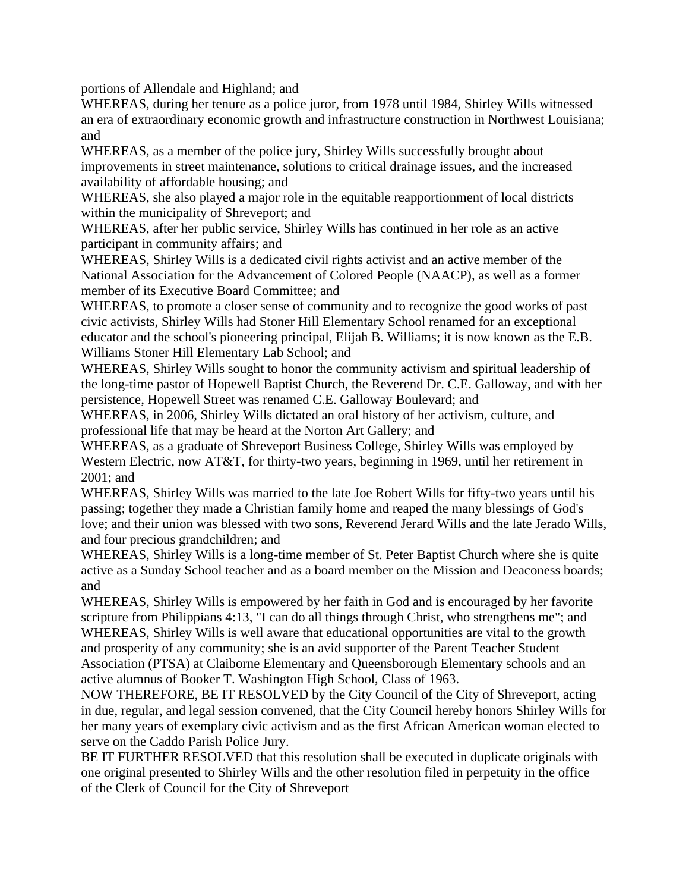portions of Allendale and Highland; and

WHEREAS, during her tenure as a police juror, from 1978 until 1984, Shirley Wills witnessed an era of extraordinary economic growth and infrastructure construction in Northwest Louisiana; and

WHEREAS, as a member of the police jury, Shirley Wills successfully brought about improvements in street maintenance, solutions to critical drainage issues, and the increased availability of affordable housing; and

WHEREAS, she also played a major role in the equitable reapportionment of local districts within the municipality of Shreveport; and

WHEREAS, after her public service, Shirley Wills has continued in her role as an active participant in community affairs; and

WHEREAS, Shirley Wills is a dedicated civil rights activist and an active member of the National Association for the Advancement of Colored People (NAACP), as well as a former member of its Executive Board Committee; and

WHEREAS, to promote a closer sense of community and to recognize the good works of past civic activists, Shirley Wills had Stoner Hill Elementary School renamed for an exceptional educator and the school's pioneering principal, Elijah B. Williams; it is now known as the E.B. Williams Stoner Hill Elementary Lab School; and

WHEREAS, Shirley Wills sought to honor the community activism and spiritual leadership of the long-time pastor of Hopewell Baptist Church, the Reverend Dr. C.E. Galloway, and with her persistence, Hopewell Street was renamed C.E. Galloway Boulevard; and

WHEREAS, in 2006, Shirley Wills dictated an oral history of her activism, culture, and professional life that may be heard at the Norton Art Gallery; and

WHEREAS, as a graduate of Shreveport Business College, Shirley Wills was employed by Western Electric, now AT&T, for thirty-two years, beginning in 1969, until her retirement in 2001; and

WHEREAS, Shirley Wills was married to the late Joe Robert Wills for fifty-two years until his passing; together they made a Christian family home and reaped the many blessings of God's love; and their union was blessed with two sons, Reverend Jerard Wills and the late Jerado Wills, and four precious grandchildren; and

WHEREAS, Shirley Wills is a long-time member of St. Peter Baptist Church where she is quite active as a Sunday School teacher and as a board member on the Mission and Deaconess boards; and

WHEREAS, Shirley Wills is empowered by her faith in God and is encouraged by her favorite scripture from Philippians 4:13, "I can do all things through Christ, who strengthens me"; and

WHEREAS, Shirley Wills is well aware that educational opportunities are vital to the growth and prosperity of any community; she is an avid supporter of the Parent Teacher Student Association (PTSA) at Claiborne Elementary and Queensborough Elementary schools and an active alumnus of Booker T. Washington High School, Class of 1963.

NOW THEREFORE, BE IT RESOLVED by the City Council of the City of Shreveport, acting in due, regular, and legal session convened, that the City Council hereby honors Shirley Wills for her many years of exemplary civic activism and as the first African American woman elected to serve on the Caddo Parish Police Jury.

BE IT FURTHER RESOLVED that this resolution shall be executed in duplicate originals with one original presented to Shirley Wills and the other resolution filed in perpetuity in the office of the Clerk of Council for the City of Shreveport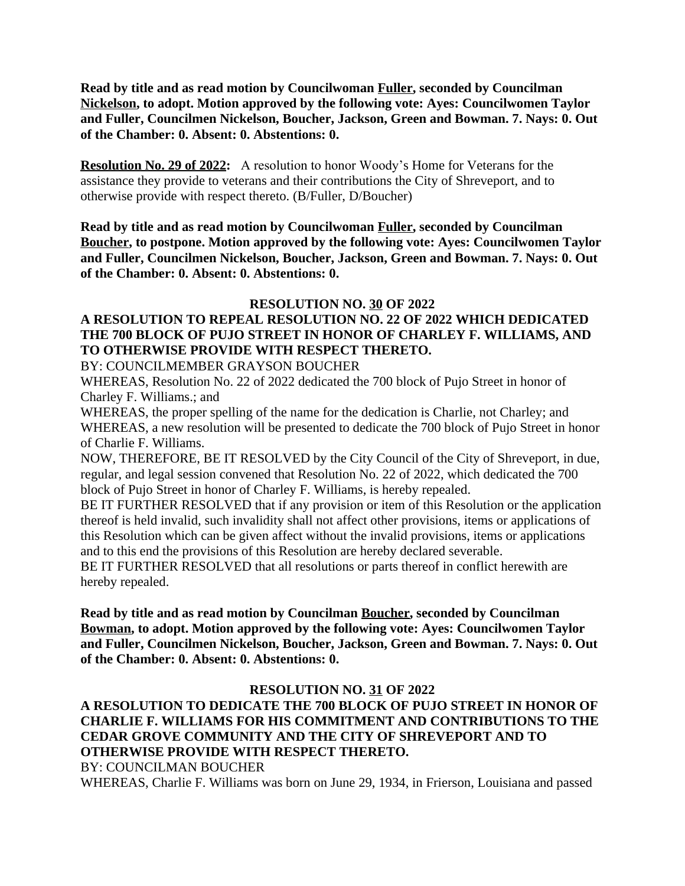**Read by title and as read motion by Councilwoman Fuller, seconded by Councilman Nickelson, to adopt. Motion approved by the following vote: Ayes: Councilwomen Taylor and Fuller, Councilmen Nickelson, Boucher, Jackson, Green and Bowman. 7. Nays: 0. Out of the Chamber: 0. Absent: 0. Abstentions: 0.**

**Resolution No. 29 of 2022:** A resolution to honor Woody's Home for Veterans for the assistance they provide to veterans and their contributions the City of Shreveport, and to otherwise provide with respect thereto. (B/Fuller, D/Boucher)

**Read by title and as read motion by Councilwoman Fuller, seconded by Councilman Boucher, to postpone. Motion approved by the following vote: Ayes: Councilwomen Taylor and Fuller, Councilmen Nickelson, Boucher, Jackson, Green and Bowman. 7. Nays: 0. Out of the Chamber: 0. Absent: 0. Abstentions: 0.**

**RESOLUTION NO. 30 OF 2022**

**A RESOLUTION TO REPEAL RESOLUTION NO. 22 OF 2022 WHICH DEDICATED THE 700 BLOCK OF PUJO STREET IN HONOR OF CHARLEY F. WILLIAMS, AND TO OTHERWISE PROVIDE WITH RESPECT THERETO.**

BY: COUNCILMEMBER GRAYSON BOUCHER

WHEREAS, Resolution No. 22 of 2022 dedicated the 700 block of Pujo Street in honor of Charley F. Williams.; and

WHEREAS, the proper spelling of the name for the dedication is Charlie, not Charley; and

WHEREAS, a new resolution will be presented to dedicate the 700 block of Pujo Street in honor of Charlie F. Williams.

NOW, THEREFORE, BE IT RESOLVED by the City Council of the City of Shreveport, in due, regular, and legal session convened that Resolution No. 22 of 2022, which dedicated the 700 block of Pujo Street in honor of Charley F. Williams, is hereby repealed.

BE IT FURTHER RESOLVED that if any provision or item of this Resolution or the application thereof is held invalid, such invalidity shall not affect other provisions, items or applications of this Resolution which can be given affect without the invalid provisions, items or applications and to this end the provisions of this Resolution are hereby declared severable.

BE IT FURTHER RESOLVED that all resolutions or parts thereof in conflict herewith are hereby repealed.

**Read by title and as read motion by Councilman Boucher, seconded by Councilman Bowman, to adopt. Motion approved by the following vote: Ayes: Councilwomen Taylor and Fuller, Councilmen Nickelson, Boucher, Jackson, Green and Bowman. 7. Nays: 0. Out of the Chamber: 0. Absent: 0. Abstentions: 0.**

**RESOLUTION NO. 31 OF 2022**

**A RESOLUTION TO DEDICATE THE 700 BLOCK OF PUJO STREET IN HONOR OF CHARLIE F. WILLIAMS FOR HIS COMMITMENT AND CONTRIBUTIONS TO THE CEDAR GROVE COMMUNITY AND THE CITY OF SHREVEPORT AND TO OTHERWISE PROVIDE WITH RESPECT THERETO.**

BY: COUNCILMAN BOUCHER

WHEREAS, Charlie F. Williams was born on June 29, 1934, in Frierson, Louisiana and passed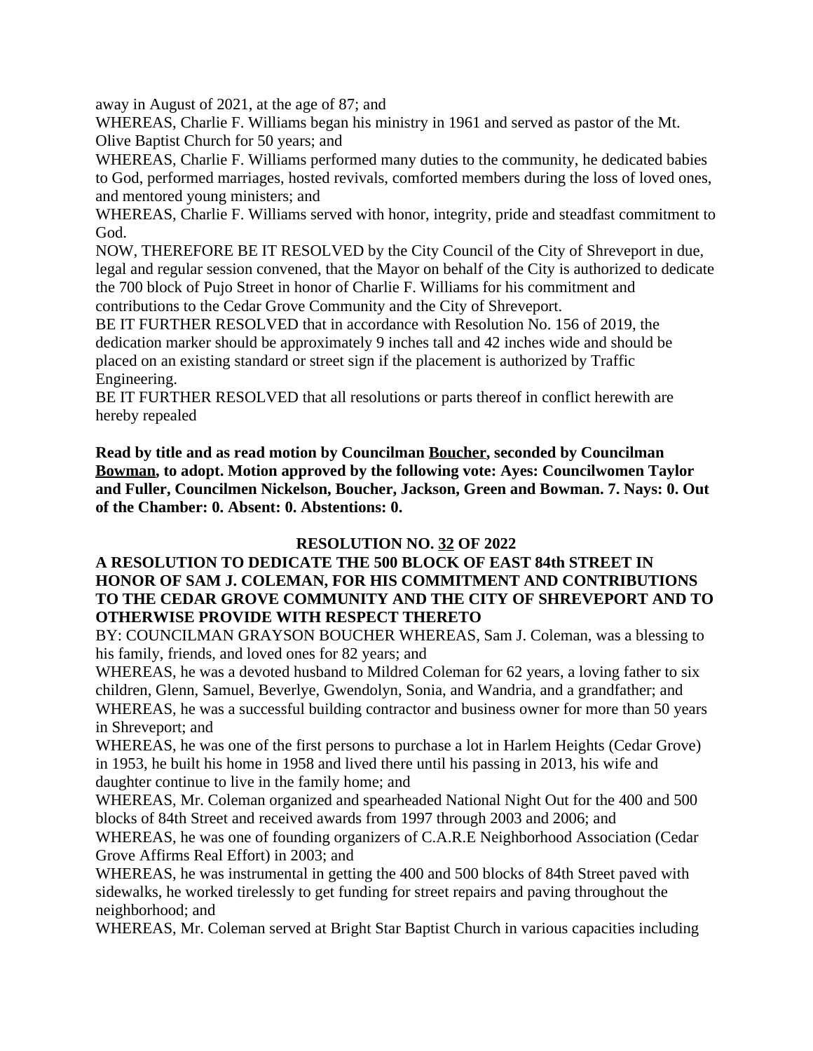away in August of 2021, at the age of 87; and

WHEREAS, Charlie F. Williams began his ministry in 1961 and served as pastor of the Mt. Olive Baptist Church for 50 years; and

WHEREAS, Charlie F. Williams performed many duties to the community, he dedicated babies to God, performed marriages, hosted revivals, comforted members during the loss of loved ones, and mentored young ministers; and

WHEREAS, Charlie F. Williams served with honor, integrity, pride and steadfast commitment to God.

NOW, THEREFORE BE IT RESOLVED by the City Council of the City of Shreveport in due, legal and regular session convened, that the Mayor on behalf of the City is authorized to dedicate the 700 block of Pujo Street in honor of Charlie F. Williams for his commitment and contributions to the Cedar Grove Community and the City of Shreveport.

BE IT FURTHER RESOLVED that in accordance with Resolution No. 156 of 2019, the dedication marker should be approximately 9 inches tall and 42 inches wide and should be placed on an existing standard or street sign if the placement is authorized by Traffic Engineering.

BE IT FURTHER RESOLVED that all resolutions or parts thereof in conflict herewith are hereby repealed

**Read by title and as read motion by Councilman Boucher, seconded by Councilman Bowman, to adopt. Motion approved by the following vote: Ayes: Councilwomen Taylor and Fuller, Councilmen Nickelson, Boucher, Jackson, Green and Bowman. 7. Nays: 0. Out of the Chamber: 0. Absent: 0. Abstentions: 0.**

**RESOLUTION NO. 32 OF 2022**

**A RESOLUTION TO DEDICATE THE 500 BLOCK OF EAST 84th STREET IN HONOR OF SAM J. COLEMAN, FOR HIS COMMITMENT AND CONTRIBUTIONS TO THE CEDAR GROVE COMMUNITY AND THE CITY OF SHREVEPORT AND TO OTHERWISE PROVIDE WITH RESPECT THERETO**

BY: COUNCILMAN GRAYSON BOUCHER WHEREAS, Sam J. Coleman, was a blessing to his family, friends, and loved ones for 82 years; and

WHEREAS, he was a devoted husband to Mildred Coleman for 62 years, a loving father to six children, Glenn, Samuel, Beverlye, Gwendolyn, Sonia, and Wandria, and a grandfather; and

WHEREAS, he was a successful building contractor and business owner for more than 50 years in Shreveport; and

WHEREAS, he was one of the first persons to purchase a lot in Harlem Heights (Cedar Grove) in 1953, he built his home in 1958 and lived there until his passing in 2013, his wife and daughter continue to live in the family home; and

WHEREAS, Mr. Coleman organized and spearheaded National Night Out for the 400 and 500 blocks of 84th Street and received awards from 1997 through 2003 and 2006; and

WHEREAS, he was one of founding organizers of C.A.R.E Neighborhood Association (Cedar Grove Affirms Real Effort) in 2003; and

WHEREAS, he was instrumental in getting the 400 and 500 blocks of 84th Street paved with sidewalks, he worked tirelessly to get funding for street repairs and paving throughout the neighborhood; and

WHEREAS, Mr. Coleman served at Bright Star Baptist Church in various capacities including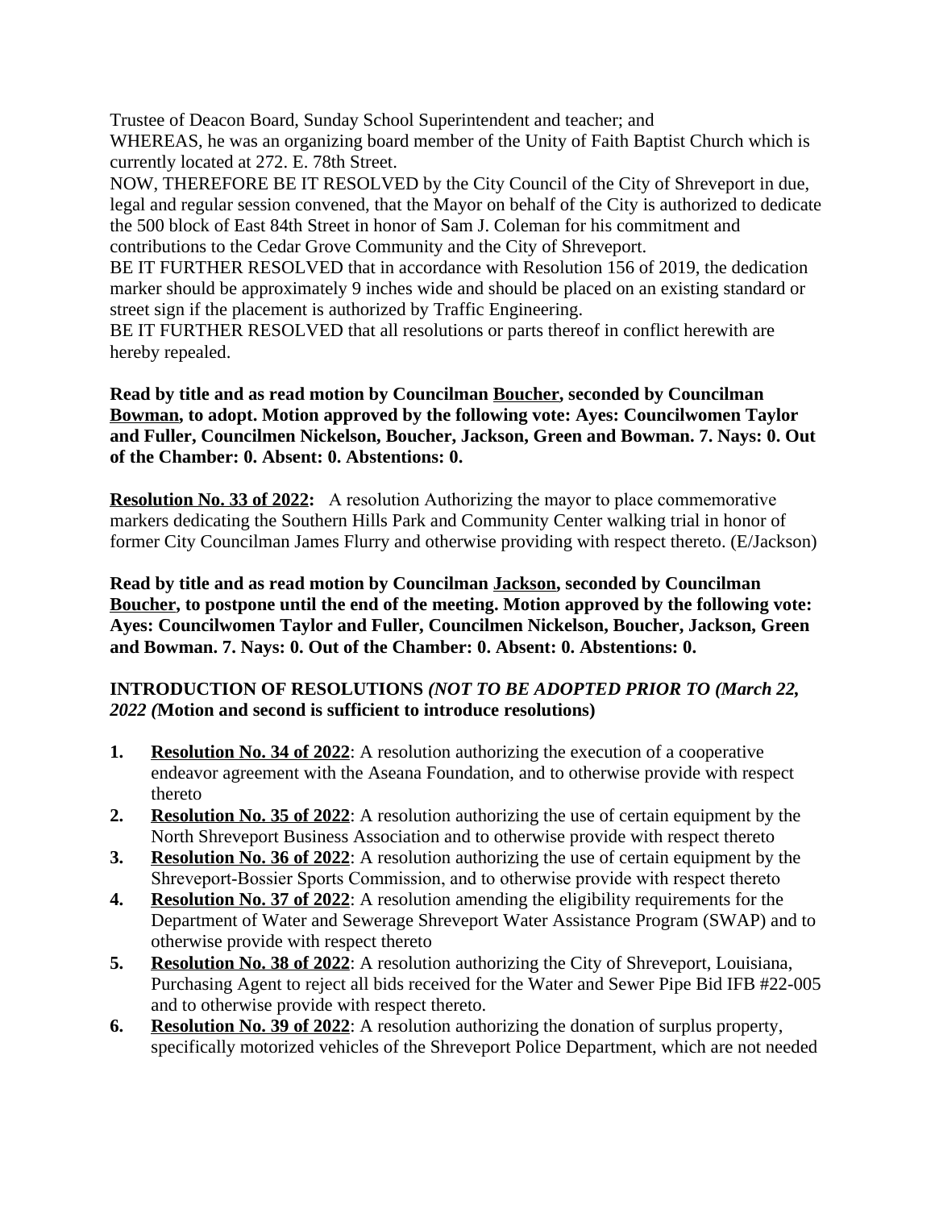Trustee of Deacon Board, Sunday School Superintendent and teacher; and
WHEREAS, he was an organizing board member of the Unity of Faith Baptist Church which is currently located at 272. E. 78th Street.
NOW, THEREFORE BE IT RESOLVED by the City Council of the City of Shreveport in due, legal and regular session convened, that the Mayor on behalf of the City is authorized to dedicate the 500 block of East 84th Street in honor of Sam J. Coleman for his commitment and contributions to the Cedar Grove Community and the City of Shreveport.
BE IT FURTHER RESOLVED that in accordance with Resolution 156 of 2019, the dedication marker should be approximately 9 inches wide and should be placed on an existing standard or street sign if the placement is authorized by Traffic Engineering.
BE IT FURTHER RESOLVED that all resolutions or parts thereof in conflict herewith are hereby repealed.

**Read by title and as read motion by Councilman Boucher, seconded by Councilman Bowman, to adopt. Motion approved by the following vote: Ayes: Councilwomen Taylor and Fuller, Councilmen Nickelson, Boucher, Jackson, Green and Bowman. 7. Nays: 0. Out of the Chamber: 0. Absent: 0. Abstentions: 0.**

**Resolution No. 33 of 2022:** A resolution Authorizing the mayor to place commemorative markers dedicating the Southern Hills Park and Community Center walking trial in honor of former City Councilman James Flurry and otherwise providing with respect thereto. (E/Jackson)

**Read by title and as read motion by Councilman Jackson, seconded by Councilman Boucher, to postpone until the end of the meeting. Motion approved by the following vote: Ayes: Councilwomen Taylor and Fuller, Councilmen Nickelson, Boucher, Jackson, Green and Bowman. 7. Nays: 0. Out of the Chamber: 0. Absent: 0. Abstentions: 0.**

**INTRODUCTION OF RESOLUTIONS *(NOT TO BE ADOPTED PRIOR TO (March 22, 2022 (*Motion and second is sufficient to introduce resolutions)**

1. **Resolution No. 34 of 2022**: A resolution authorizing the execution of a cooperative endeavor agreement with the Aseana Foundation, and to otherwise provide with respect thereto
2. **Resolution No. 35 of 2022**: A resolution authorizing the use of certain equipment by the North Shreveport Business Association and to otherwise provide with respect thereto
3. **Resolution No. 36 of 2022**: A resolution authorizing the use of certain equipment by the Shreveport-Bossier Sports Commission, and to otherwise provide with respect thereto
4. **Resolution No. 37 of 2022**: A resolution amending the eligibility requirements for the Department of Water and Sewerage Shreveport Water Assistance Program (SWAP) and to otherwise provide with respect thereto
5. **Resolution No. 38 of 2022**: A resolution authorizing the City of Shreveport, Louisiana, Purchasing Agent to reject all bids received for the Water and Sewer Pipe Bid IFB #22-005 and to otherwise provide with respect thereto.
6. **Resolution No. 39 of 2022**: A resolution authorizing the donation of surplus property, specifically motorized vehicles of the Shreveport Police Department, which are not needed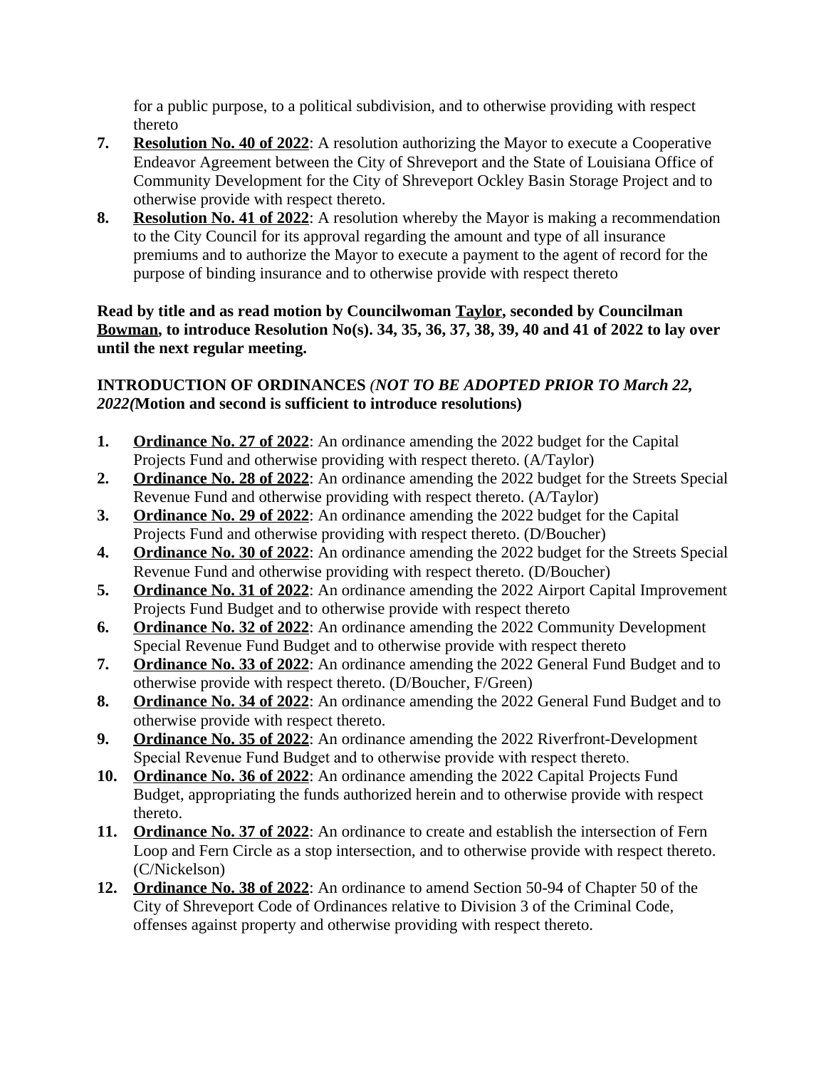for a public purpose, to a political subdivision, and to otherwise providing with respect thereto

7. **Resolution No. 40 of 2022**: A resolution authorizing the Mayor to execute a Cooperative Endeavor Agreement between the City of Shreveport and the State of Louisiana Office of Community Development for the City of Shreveport Ockley Basin Storage Project and to otherwise provide with respect thereto.
8. **Resolution No. 41 of 2022**: A resolution whereby the Mayor is making a recommendation to the City Council for its approval regarding the amount and type of all insurance premiums and to authorize the Mayor to execute a payment to the agent of record for the purpose of binding insurance and to otherwise provide with respect thereto

**Read by title and as read motion by Councilwoman Taylor, seconded by Councilman Bowman, to introduce Resolution No(s). 34, 35, 36, 37, 38, 39, 40 and 41 of 2022 to lay over until the next regular meeting.**

**INTRODUCTION OF ORDINANCES *(NOT TO BE ADOPTED PRIOR TO March 22, 2022(*Motion and second is sufficient to introduce resolutions)**

1. **Ordinance No. 27 of 2022**: An ordinance amending the 2022 budget for the Capital Projects Fund and otherwise providing with respect thereto. (A/Taylor)
2. **Ordinance No. 28 of 2022**: An ordinance amending the 2022 budget for the Streets Special Revenue Fund and otherwise providing with respect thereto. (A/Taylor)
3. **Ordinance No. 29 of 2022**: An ordinance amending the 2022 budget for the Capital Projects Fund and otherwise providing with respect thereto. (D/Boucher)
4. **Ordinance No. 30 of 2022**: An ordinance amending the 2022 budget for the Streets Special Revenue Fund and otherwise providing with respect thereto. (D/Boucher)
5. **Ordinance No. 31 of 2022**: An ordinance amending the 2022 Airport Capital Improvement Projects Fund Budget and to otherwise provide with respect thereto
6. **Ordinance No. 32 of 2022**: An ordinance amending the 2022 Community Development Special Revenue Fund Budget and to otherwise provide with respect thereto
7. **Ordinance No. 33 of 2022**: An ordinance amending the 2022 General Fund Budget and to otherwise provide with respect thereto. (D/Boucher, F/Green)
8. **Ordinance No. 34 of 2022**: An ordinance amending the 2022 General Fund Budget and to otherwise provide with respect thereto.
9. **Ordinance No. 35 of 2022**: An ordinance amending the 2022 Riverfront-Development Special Revenue Fund Budget and to otherwise provide with respect thereto.
10. **Ordinance No. 36 of 2022**: An ordinance amending the 2022 Capital Projects Fund Budget, appropriating the funds authorized herein and to otherwise provide with respect thereto.
11. **Ordinance No. 37 of 2022**: An ordinance to create and establish the intersection of Fern Loop and Fern Circle as a stop intersection, and to otherwise provide with respect thereto. (C/Nickelson)
12. **Ordinance No. 38 of 2022**: An ordinance to amend Section 50-94 of Chapter 50 of the City of Shreveport Code of Ordinances relative to Division 3 of the Criminal Code, offenses against property and otherwise providing with respect thereto.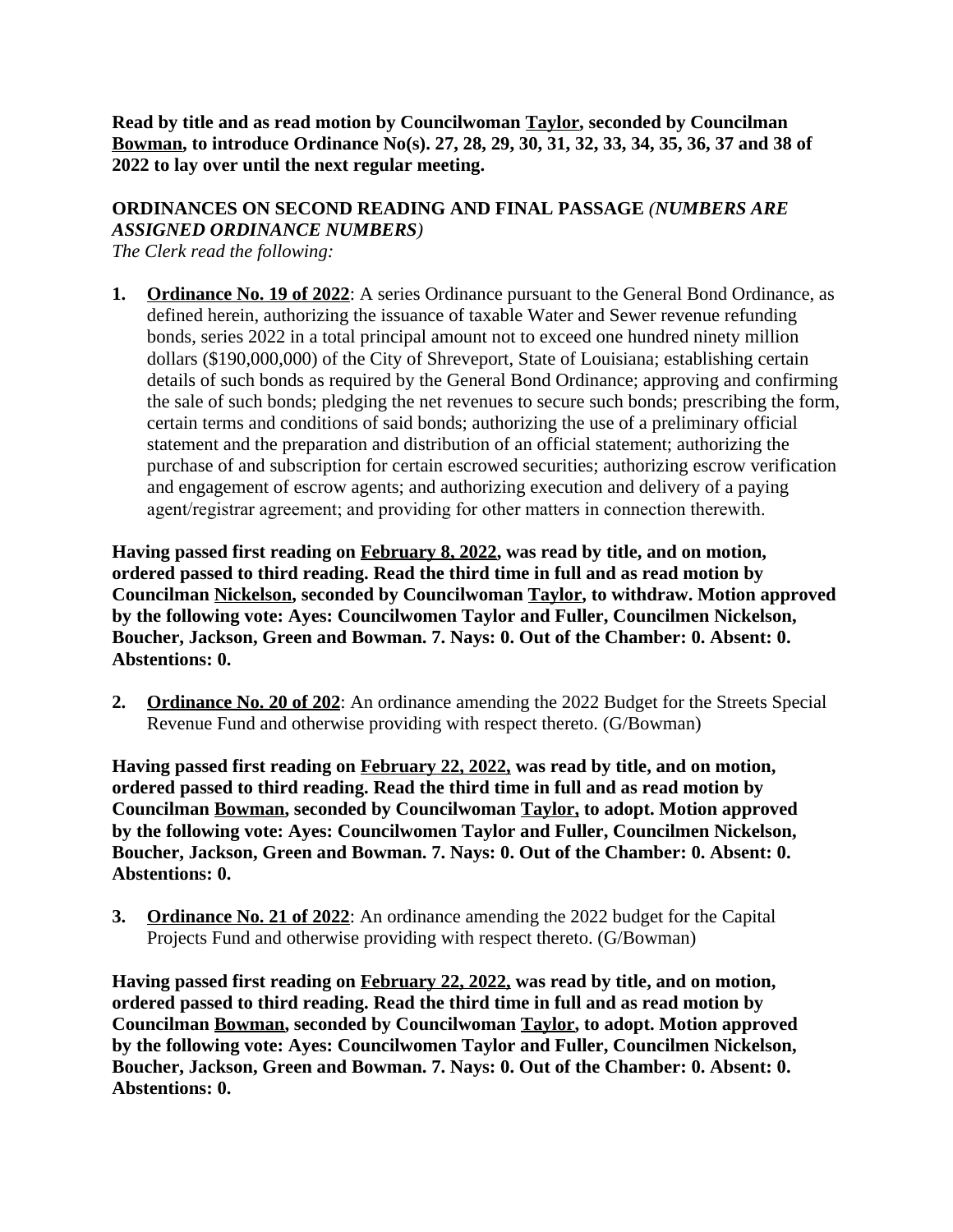**Read by title and as read motion by Councilwoman Taylor, seconded by Councilman Bowman, to introduce Ordinance No(s). 27, 28, 29, 30, 31, 32, 33, 34, 35, 36, 37 and 38 of 2022 to lay over until the next regular meeting.**

**ORDINANCES ON SECOND READING AND FINAL PASSAGE** ***(NUMBERS ARE ASSIGNED ORDINANCE NUMBERS)***

*The Clerk read the following:*

1. **Ordinance No. 19 of 2022**: A series Ordinance pursuant to the General Bond Ordinance, as defined herein, authorizing the issuance of taxable Water and Sewer revenue refunding bonds, series 2022 in a total principal amount not to exceed one hundred ninety million dollars ($190,000,000) of the City of Shreveport, State of Louisiana; establishing certain details of such bonds as required by the General Bond Ordinance; approving and confirming the sale of such bonds; pledging the net revenues to secure such bonds; prescribing the form, certain terms and conditions of said bonds; authorizing the use of a preliminary official statement and the preparation and distribution of an official statement; authorizing the purchase of and subscription for certain escrowed securities; authorizing escrow verification and engagement of escrow agents; and authorizing execution and delivery of a paying agent/registrar agreement; and providing for other matters in connection therewith.

**Having passed first reading on February 8, 2022, was read by title, and on motion, ordered passed to third reading. Read the third time in full and as read motion by Councilman Nickelson, seconded by Councilwoman Taylor, to withdraw. Motion approved by the following vote: Ayes: Councilwomen Taylor and Fuller, Councilmen Nickelson, Boucher, Jackson, Green and Bowman. 7. Nays: 0. Out of the Chamber: 0. Absent: 0. Abstentions: 0.**

2. **Ordinance No. 20 of 202**: An ordinance amending the 2022 Budget for the Streets Special Revenue Fund and otherwise providing with respect thereto. (G/Bowman)

**Having passed first reading on February 22, 2022, was read by title, and on motion, ordered passed to third reading. Read the third time in full and as read motion by Councilman Bowman, seconded by Councilwoman Taylor, to adopt. Motion approved by the following vote: Ayes: Councilwomen Taylor and Fuller, Councilmen Nickelson, Boucher, Jackson, Green and Bowman. 7. Nays: 0. Out of the Chamber: 0. Absent: 0. Abstentions: 0.**

3. **Ordinance No. 21 of 2022**: An ordinance amending the 2022 budget for the Capital Projects Fund and otherwise providing with respect thereto. (G/Bowman)

**Having passed first reading on February 22, 2022, was read by title, and on motion, ordered passed to third reading. Read the third time in full and as read motion by Councilman Bowman, seconded by Councilwoman Taylor, to adopt. Motion approved by the following vote: Ayes: Councilwomen Taylor and Fuller, Councilmen Nickelson, Boucher, Jackson, Green and Bowman. 7. Nays: 0. Out of the Chamber: 0. Absent: 0. Abstentions: 0.**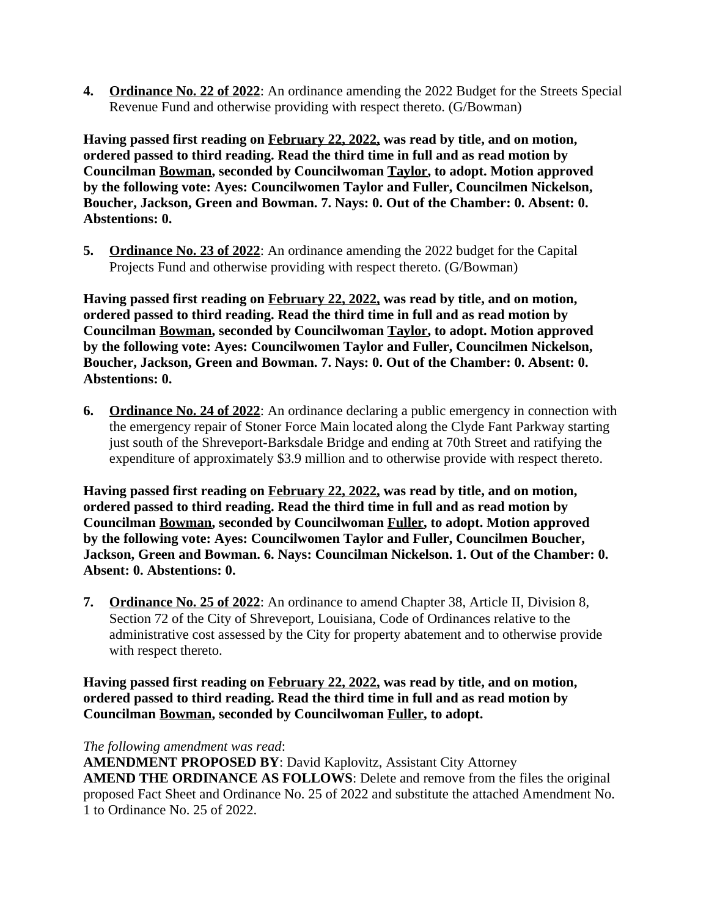4. **Ordinance No. 22 of 2022**: An ordinance amending the 2022 Budget for the Streets Special Revenue Fund and otherwise providing with respect thereto. (G/Bowman)

**Having passed first reading on February 22, 2022, was read by title, and on motion, ordered passed to third reading. Read the third time in full and as read motion by Councilman Bowman, seconded by Councilwoman Taylor, to adopt. Motion approved by the following vote: Ayes: Councilwomen Taylor and Fuller, Councilmen Nickelson, Boucher, Jackson, Green and Bowman. 7. Nays: 0. Out of the Chamber: 0. Absent: 0. Abstentions: 0.**

5. **Ordinance No. 23 of 2022**: An ordinance amending the 2022 budget for the Capital Projects Fund and otherwise providing with respect thereto. (G/Bowman)

**Having passed first reading on February 22, 2022, was read by title, and on motion, ordered passed to third reading. Read the third time in full and as read motion by Councilman Bowman, seconded by Councilwoman Taylor, to adopt. Motion approved by the following vote: Ayes: Councilwomen Taylor and Fuller, Councilmen Nickelson, Boucher, Jackson, Green and Bowman. 7. Nays: 0. Out of the Chamber: 0. Absent: 0. Abstentions: 0.**

6. **Ordinance No. 24 of 2022**: An ordinance declaring a public emergency in connection with the emergency repair of Stoner Force Main located along the Clyde Fant Parkway starting just south of the Shreveport-Barksdale Bridge and ending at 70th Street and ratifying the expenditure of approximately $3.9 million and to otherwise provide with respect thereto.

**Having passed first reading on February 22, 2022, was read by title, and on motion, ordered passed to third reading. Read the third time in full and as read motion by Councilman Bowman, seconded by Councilwoman Fuller, to adopt. Motion approved by the following vote: Ayes: Councilwomen Taylor and Fuller, Councilmen Boucher, Jackson, Green and Bowman. 6. Nays: Councilman Nickelson. 1. Out of the Chamber: 0. Absent: 0. Abstentions: 0.**

7. **Ordinance No. 25 of 2022**: An ordinance to amend Chapter 38, Article II, Division 8, Section 72 of the City of Shreveport, Louisiana, Code of Ordinances relative to the administrative cost assessed by the City for property abatement and to otherwise provide with respect thereto.

**Having passed first reading on February 22, 2022, was read by title, and on motion, ordered passed to third reading. Read the third time in full and as read motion by Councilman Bowman, seconded by Councilwoman Fuller, to adopt.**

*The following amendment was read*:
**AMENDMENT PROPOSED BY**: David Kaplovitz, Assistant City Attorney
**AMEND THE ORDINANCE AS FOLLOWS**: Delete and remove from the files the original proposed Fact Sheet and Ordinance No. 25 of 2022 and substitute the attached Amendment No. 1 to Ordinance No. 25 of 2022.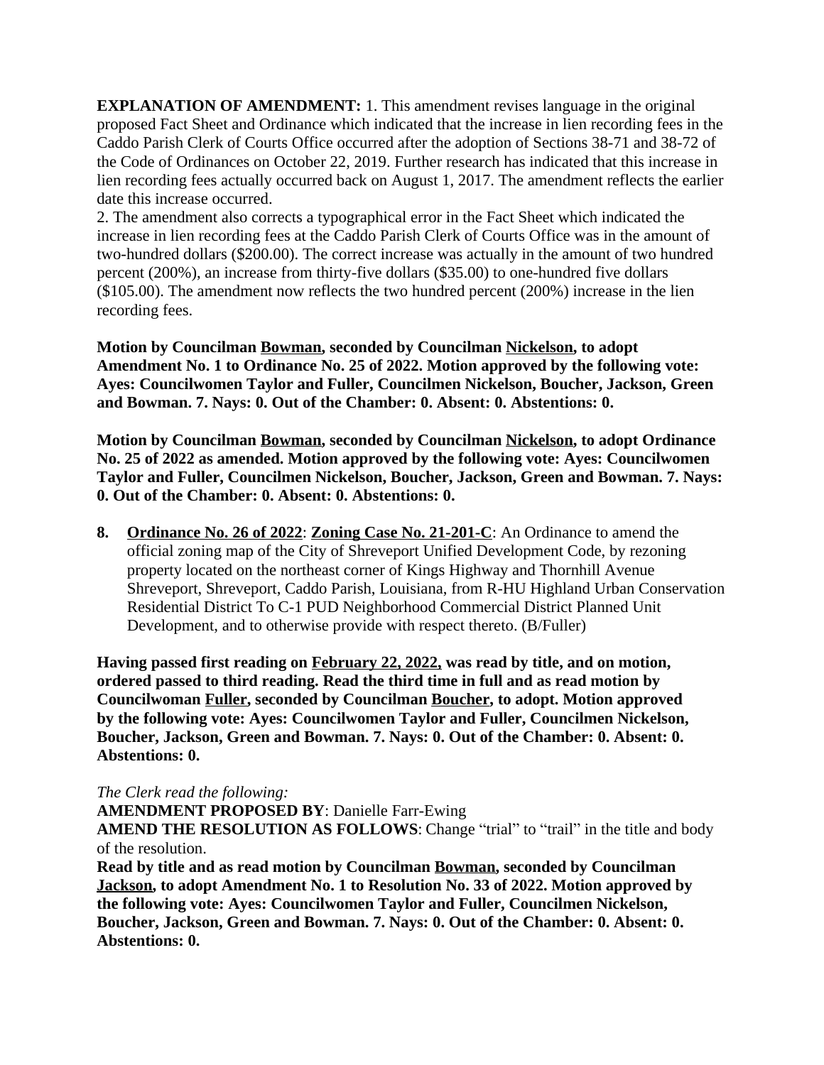**EXPLANATION OF AMENDMENT:** 1. This amendment revises language in the original proposed Fact Sheet and Ordinance which indicated that the increase in lien recording fees in the Caddo Parish Clerk of Courts Office occurred after the adoption of Sections 38-71 and 38-72 of the Code of Ordinances on October 22, 2019. Further research has indicated that this increase in lien recording fees actually occurred back on August 1, 2017. The amendment reflects the earlier date this increase occurred.
2. The amendment also corrects a typographical error in the Fact Sheet which indicated the increase in lien recording fees at the Caddo Parish Clerk of Courts Office was in the amount of two-hundred dollars ($200.00). The correct increase was actually in the amount of two hundred percent (200%), an increase from thirty-five dollars ($35.00) to one-hundred five dollars ($105.00). The amendment now reflects the two hundred percent (200%) increase in the lien recording fees.

**Motion by Councilman <u>Bowman</u>, seconded by Councilman <u>Nickelson</u>, to adopt Amendment No. 1 to Ordinance No. 25 of 2022. Motion approved by the following vote: Ayes: Councilwomen Taylor and Fuller, Councilmen Nickelson, Boucher, Jackson, Green and Bowman. 7. Nays: 0. Out of the Chamber: 0. Absent: 0. Abstentions: 0.**

**Motion by Councilman <u>Bowman</u>, seconded by Councilman <u>Nickelson</u>, to adopt Ordinance No. 25 of 2022 as amended. Motion approved by the following vote: Ayes: Councilwomen Taylor and Fuller, Councilmen Nickelson, Boucher, Jackson, Green and Bowman. 7. Nays: 0. Out of the Chamber: 0. Absent: 0. Abstentions: 0.**

8. **<u>Ordinance No. 26 of 2022</u>**: **<u>Zoning Case No. 21-201-C</u>**: An Ordinance to amend the official zoning map of the City of Shreveport Unified Development Code, by rezoning property located on the northeast corner of Kings Highway and Thornhill Avenue Shreveport, Shreveport, Caddo Parish, Louisiana, from R-HU Highland Urban Conservation Residential District To C-1 PUD Neighborhood Commercial District Planned Unit Development, and to otherwise provide with respect thereto. (B/Fuller)

**Having passed first reading on <u>February 22, 2022,</u> was read by title, and on motion, ordered passed to third reading. Read the third time in full and as read motion by Councilwoman <u>Fuller</u>, seconded by Councilman <u>Boucher</u>, to adopt. Motion approved by the following vote: Ayes: Councilwomen Taylor and Fuller, Councilmen Nickelson, Boucher, Jackson, Green and Bowman. 7. Nays: 0. Out of the Chamber: 0. Absent: 0. Abstentions: 0.**

*The Clerk read the following:*
**AMENDMENT PROPOSED BY**: Danielle Farr-Ewing
**AMEND THE RESOLUTION AS FOLLOWS**: Change "trial" to "trail" in the title and body of the resolution.
**Read by title and as read motion by Councilman <u>Bowman</u>, seconded by Councilman <u>Jackson</u>, to adopt Amendment No. 1 to Resolution No. 33 of 2022. Motion approved by the following vote: Ayes: Councilwomen Taylor and Fuller, Councilmen Nickelson, Boucher, Jackson, Green and Bowman. 7. Nays: 0. Out of the Chamber: 0. Absent: 0. Abstentions: 0.**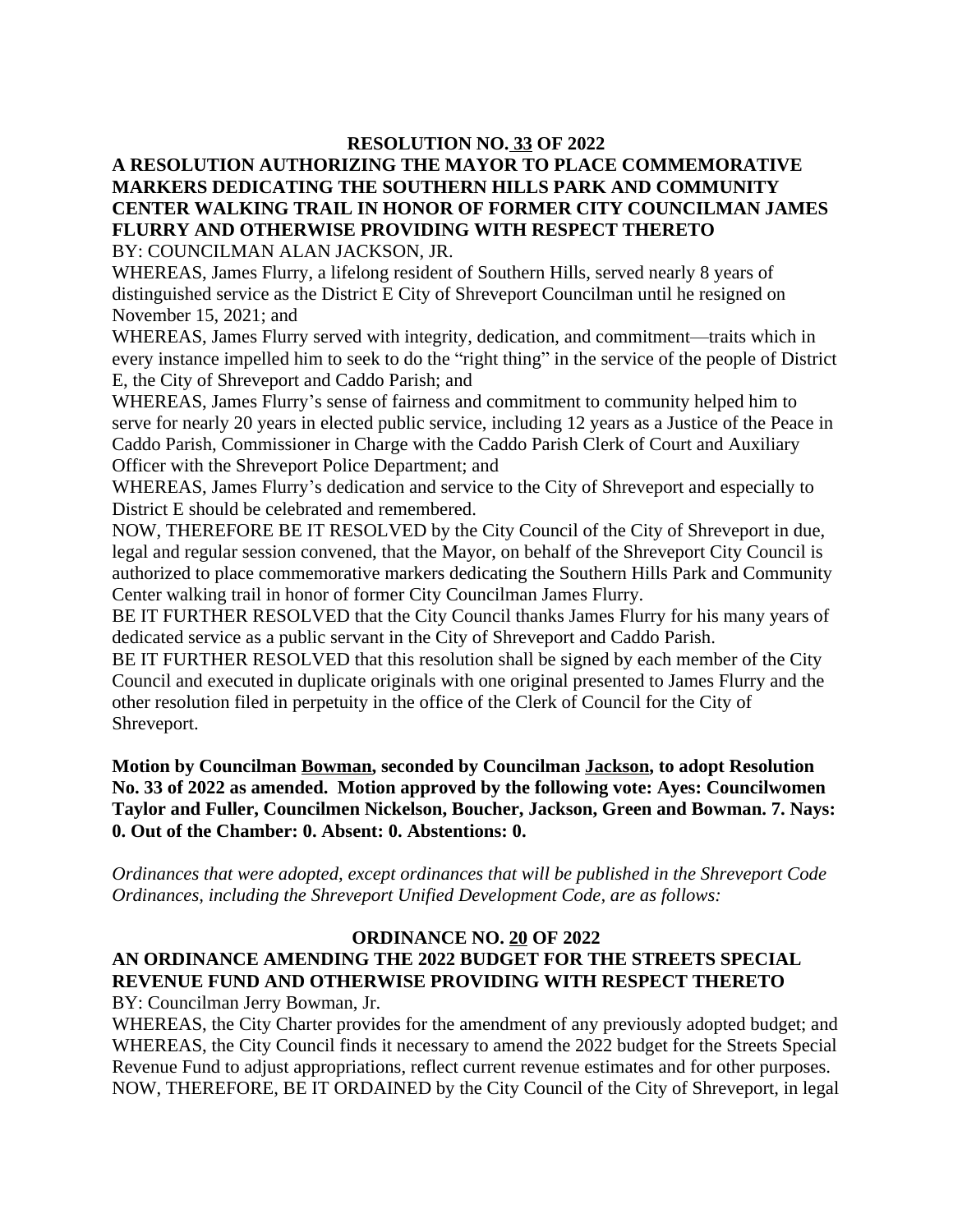**RESOLUTION NO. 33 OF 2022**

**A RESOLUTION AUTHORIZING THE MAYOR TO PLACE COMMEMORATIVE MARKERS DEDICATING THE SOUTHERN HILLS PARK AND COMMUNITY CENTER WALKING TRAIL IN HONOR OF FORMER CITY COUNCILMAN JAMES FLURRY AND OTHERWISE PROVIDING WITH RESPECT THERETO**

BY: COUNCILMAN ALAN JACKSON, JR.

WHEREAS, James Flurry, a lifelong resident of Southern Hills, served nearly 8 years of distinguished service as the District E City of Shreveport Councilman until he resigned on November 15, 2021; and

WHEREAS, James Flurry served with integrity, dedication, and commitment—traits which in every instance impelled him to seek to do the "right thing" in the service of the people of District E, the City of Shreveport and Caddo Parish; and

WHEREAS, James Flurry's sense of fairness and commitment to community helped him to serve for nearly 20 years in elected public service, including 12 years as a Justice of the Peace in Caddo Parish, Commissioner in Charge with the Caddo Parish Clerk of Court and Auxiliary Officer with the Shreveport Police Department; and

WHEREAS, James Flurry's dedication and service to the City of Shreveport and especially to District E should be celebrated and remembered.

NOW, THEREFORE BE IT RESOLVED by the City Council of the City of Shreveport in due, legal and regular session convened, that the Mayor, on behalf of the Shreveport City Council is authorized to place commemorative markers dedicating the Southern Hills Park and Community Center walking trail in honor of former City Councilman James Flurry.

BE IT FURTHER RESOLVED that the City Council thanks James Flurry for his many years of dedicated service as a public servant in the City of Shreveport and Caddo Parish.

BE IT FURTHER RESOLVED that this resolution shall be signed by each member of the City Council and executed in duplicate originals with one original presented to James Flurry and the other resolution filed in perpetuity in the office of the Clerk of Council for the City of Shreveport.

**Motion by Councilman Bowman, seconded by Councilman Jackson, to adopt Resolution No. 33 of 2022 as amended. Motion approved by the following vote: Ayes: Councilwomen Taylor and Fuller, Councilmen Nickelson, Boucher, Jackson, Green and Bowman. 7. Nays: 0. Out of the Chamber: 0. Absent: 0. Abstentions: 0.**

*Ordinances that were adopted, except ordinances that will be published in the Shreveport Code Ordinances, including the Shreveport Unified Development Code, are as follows:*

**ORDINANCE NO. 20 OF 2022**

**AN ORDINANCE AMENDING THE 2022 BUDGET FOR THE STREETS SPECIAL REVENUE FUND AND OTHERWISE PROVIDING WITH RESPECT THERETO**

BY: Councilman Jerry Bowman, Jr.

WHEREAS, the City Charter provides for the amendment of any previously adopted budget; and

WHEREAS, the City Council finds it necessary to amend the 2022 budget for the Streets Special Revenue Fund to adjust appropriations, reflect current revenue estimates and for other purposes.

NOW, THEREFORE, BE IT ORDAINED by the City Council of the City of Shreveport, in legal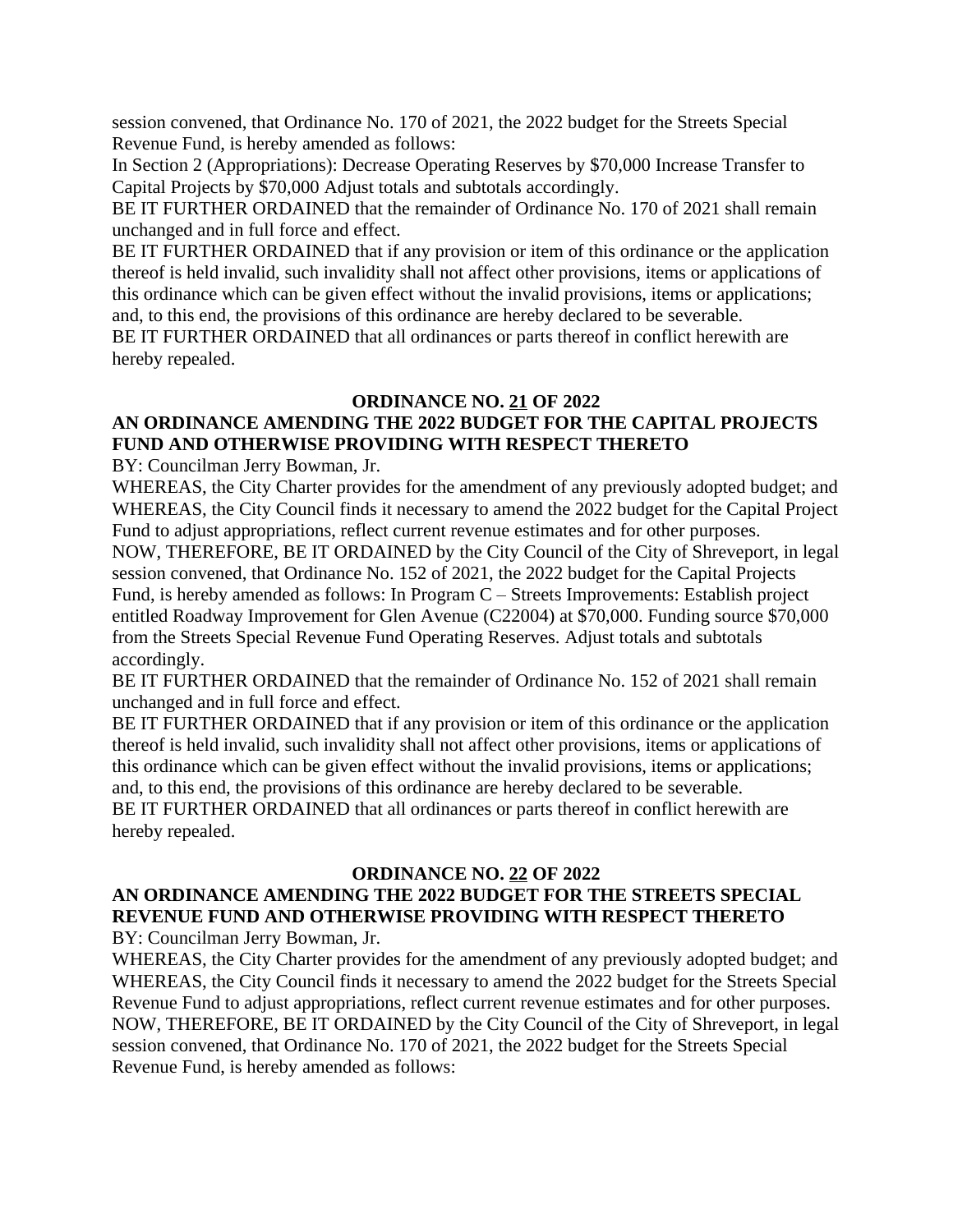session convened, that Ordinance No. 170 of 2021, the 2022 budget for the Streets Special Revenue Fund, is hereby amended as follows:

In Section 2 (Appropriations): Decrease Operating Reserves by $70,000 Increase Transfer to Capital Projects by $70,000 Adjust totals and subtotals accordingly.

BE IT FURTHER ORDAINED that the remainder of Ordinance No. 170 of 2021 shall remain unchanged and in full force and effect.

BE IT FURTHER ORDAINED that if any provision or item of this ordinance or the application thereof is held invalid, such invalidity shall not affect other provisions, items or applications of this ordinance which can be given effect without the invalid provisions, items or applications; and, to this end, the provisions of this ordinance are hereby declared to be severable.

BE IT FURTHER ORDAINED that all ordinances or parts thereof in conflict herewith are hereby repealed.

**ORDINANCE NO. 21 OF 2022**

**AN ORDINANCE AMENDING THE 2022 BUDGET FOR THE CAPITAL PROJECTS FUND AND OTHERWISE PROVIDING WITH RESPECT THERETO**

BY: Councilman Jerry Bowman, Jr.

WHEREAS, the City Charter provides for the amendment of any previously adopted budget; and WHEREAS, the City Council finds it necessary to amend the 2022 budget for the Capital Project Fund to adjust appropriations, reflect current revenue estimates and for other purposes.

NOW, THEREFORE, BE IT ORDAINED by the City Council of the City of Shreveport, in legal session convened, that Ordinance No. 152 of 2021, the 2022 budget for the Capital Projects Fund, is hereby amended as follows: In Program C – Streets Improvements: Establish project entitled Roadway Improvement for Glen Avenue (C22004) at $70,000. Funding source $70,000 from the Streets Special Revenue Fund Operating Reserves. Adjust totals and subtotals accordingly.

BE IT FURTHER ORDAINED that the remainder of Ordinance No. 152 of 2021 shall remain unchanged and in full force and effect.

BE IT FURTHER ORDAINED that if any provision or item of this ordinance or the application thereof is held invalid, such invalidity shall not affect other provisions, items or applications of this ordinance which can be given effect without the invalid provisions, items or applications; and, to this end, the provisions of this ordinance are hereby declared to be severable.

BE IT FURTHER ORDAINED that all ordinances or parts thereof in conflict herewith are hereby repealed.

**ORDINANCE NO. 22 OF 2022**

**AN ORDINANCE AMENDING THE 2022 BUDGET FOR THE STREETS SPECIAL REVENUE FUND AND OTHERWISE PROVIDING WITH RESPECT THERETO**

BY: Councilman Jerry Bowman, Jr.

WHEREAS, the City Charter provides for the amendment of any previously adopted budget; and WHEREAS, the City Council finds it necessary to amend the 2022 budget for the Streets Special Revenue Fund to adjust appropriations, reflect current revenue estimates and for other purposes.

NOW, THEREFORE, BE IT ORDAINED by the City Council of the City of Shreveport, in legal session convened, that Ordinance No. 170 of 2021, the 2022 budget for the Streets Special Revenue Fund, is hereby amended as follows: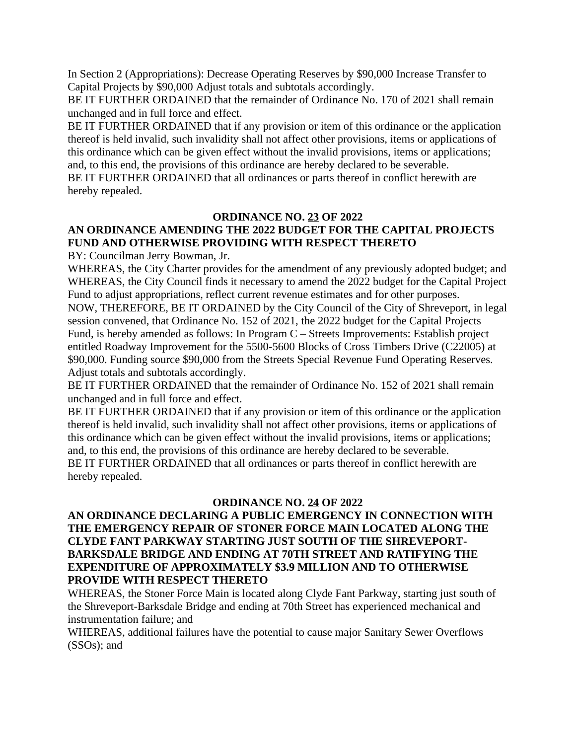In Section 2 (Appropriations): Decrease Operating Reserves by $90,000 Increase Transfer to Capital Projects by $90,000 Adjust totals and subtotals accordingly.

BE IT FURTHER ORDAINED that the remainder of Ordinance No. 170 of 2021 shall remain unchanged and in full force and effect.

BE IT FURTHER ORDAINED that if any provision or item of this ordinance or the application thereof is held invalid, such invalidity shall not affect other provisions, items or applications of this ordinance which can be given effect without the invalid provisions, items or applications; and, to this end, the provisions of this ordinance are hereby declared to be severable.

BE IT FURTHER ORDAINED that all ordinances or parts thereof in conflict herewith are hereby repealed.

**ORDINANCE NO. 23 OF 2022**

**AN ORDINANCE AMENDING THE 2022 BUDGET FOR THE CAPITAL PROJECTS FUND AND OTHERWISE PROVIDING WITH RESPECT THERETO**

BY: Councilman Jerry Bowman, Jr.

WHEREAS, the City Charter provides for the amendment of any previously adopted budget; and WHEREAS, the City Council finds it necessary to amend the 2022 budget for the Capital Project Fund to adjust appropriations, reflect current revenue estimates and for other purposes.

NOW, THEREFORE, BE IT ORDAINED by the City Council of the City of Shreveport, in legal session convened, that Ordinance No. 152 of 2021, the 2022 budget for the Capital Projects Fund, is hereby amended as follows: In Program C – Streets Improvements: Establish project entitled Roadway Improvement for the 5500-5600 Blocks of Cross Timbers Drive (C22005) at $90,000. Funding source $90,000 from the Streets Special Revenue Fund Operating Reserves. Adjust totals and subtotals accordingly.

BE IT FURTHER ORDAINED that the remainder of Ordinance No. 152 of 2021 shall remain unchanged and in full force and effect.

BE IT FURTHER ORDAINED that if any provision or item of this ordinance or the application thereof is held invalid, such invalidity shall not affect other provisions, items or applications of this ordinance which can be given effect without the invalid provisions, items or applications; and, to this end, the provisions of this ordinance are hereby declared to be severable.

BE IT FURTHER ORDAINED that all ordinances or parts thereof in conflict herewith are hereby repealed.

**ORDINANCE NO. 24 OF 2022**

**AN ORDINANCE DECLARING A PUBLIC EMERGENCY IN CONNECTION WITH THE EMERGENCY REPAIR OF STONER FORCE MAIN LOCATED ALONG THE CLYDE FANT PARKWAY STARTING JUST SOUTH OF THE SHREVEPORT-BARKSDALE BRIDGE AND ENDING AT 70TH STREET AND RATIFYING THE EXPENDITURE OF APPROXIMATELY $3.9 MILLION AND TO OTHERWISE PROVIDE WITH RESPECT THERETO**

WHEREAS, the Stoner Force Main is located along Clyde Fant Parkway, starting just south of the Shreveport-Barksdale Bridge and ending at 70th Street has experienced mechanical and instrumentation failure; and

WHEREAS, additional failures have the potential to cause major Sanitary Sewer Overflows (SSOs); and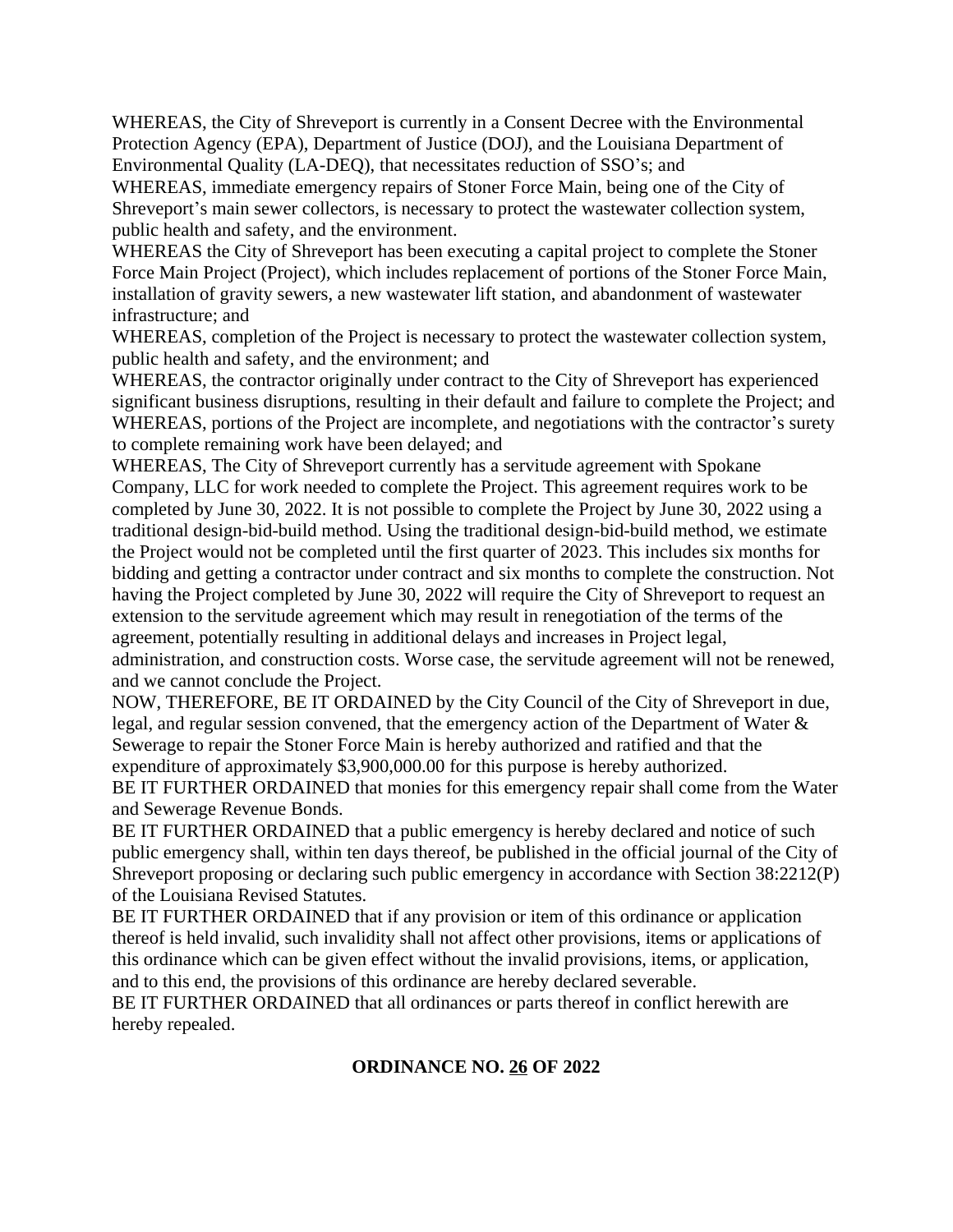WHEREAS, the City of Shreveport is currently in a Consent Decree with the Environmental Protection Agency (EPA), Department of Justice (DOJ), and the Louisiana Department of Environmental Quality (LA-DEQ), that necessitates reduction of SSO's; and

WHEREAS, immediate emergency repairs of Stoner Force Main, being one of the City of Shreveport's main sewer collectors, is necessary to protect the wastewater collection system, public health and safety, and the environment.

WHEREAS the City of Shreveport has been executing a capital project to complete the Stoner Force Main Project (Project), which includes replacement of portions of the Stoner Force Main, installation of gravity sewers, a new wastewater lift station, and abandonment of wastewater infrastructure; and

WHEREAS, completion of the Project is necessary to protect the wastewater collection system, public health and safety, and the environment; and

WHEREAS, the contractor originally under contract to the City of Shreveport has experienced significant business disruptions, resulting in their default and failure to complete the Project; and

WHEREAS, portions of the Project are incomplete, and negotiations with the contractor's surety to complete remaining work have been delayed; and

WHEREAS, The City of Shreveport currently has a servitude agreement with Spokane Company, LLC for work needed to complete the Project. This agreement requires work to be completed by June 30, 2022. It is not possible to complete the Project by June 30, 2022 using a traditional design-bid-build method. Using the traditional design-bid-build method, we estimate the Project would not be completed until the first quarter of 2023. This includes six months for bidding and getting a contractor under contract and six months to complete the construction. Not having the Project completed by June 30, 2022 will require the City of Shreveport to request an extension to the servitude agreement which may result in renegotiation of the terms of the agreement, potentially resulting in additional delays and increases in Project legal, administration, and construction costs. Worse case, the servitude agreement will not be renewed, and we cannot conclude the Project.

NOW, THEREFORE, BE IT ORDAINED by the City Council of the City of Shreveport in due, legal, and regular session convened, that the emergency action of the Department of Water & Sewerage to repair the Stoner Force Main is hereby authorized and ratified and that the expenditure of approximately $3,900,000.00 for this purpose is hereby authorized.

BE IT FURTHER ORDAINED that monies for this emergency repair shall come from the Water and Sewerage Revenue Bonds.

BE IT FURTHER ORDAINED that a public emergency is hereby declared and notice of such public emergency shall, within ten days thereof, be published in the official journal of the City of Shreveport proposing or declaring such public emergency in accordance with Section 38:2212(P) of the Louisiana Revised Statutes.

BE IT FURTHER ORDAINED that if any provision or item of this ordinance or application thereof is held invalid, such invalidity shall not affect other provisions, items or applications of this ordinance which can be given effect without the invalid provisions, items, or application, and to this end, the provisions of this ordinance are hereby declared severable.

BE IT FURTHER ORDAINED that all ordinances or parts thereof in conflict herewith are hereby repealed.

**ORDINANCE NO. 26 OF 2022**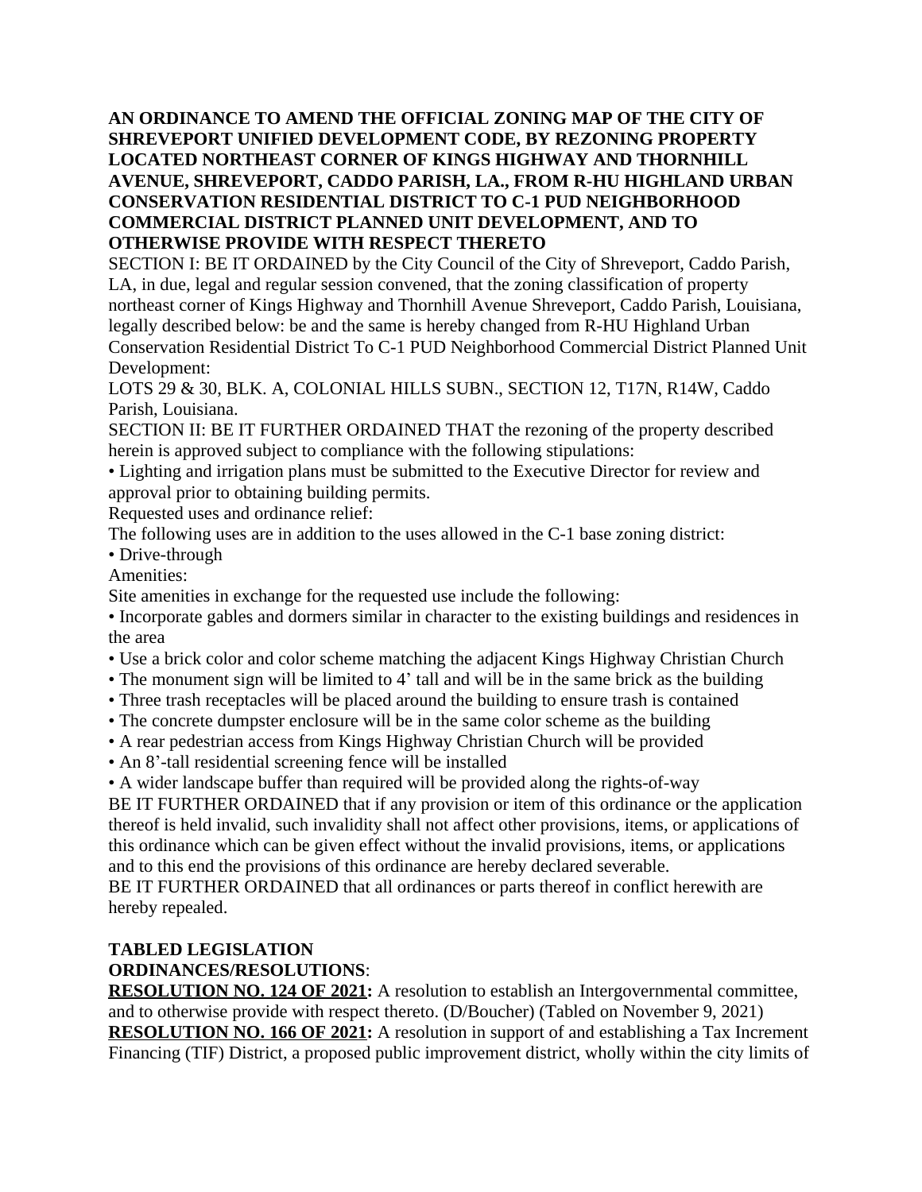**AN ORDINANCE TO AMEND THE OFFICIAL ZONING MAP OF THE CITY OF SHREVEPORT UNIFIED DEVELOPMENT CODE, BY REZONING PROPERTY LOCATED NORTHEAST CORNER OF KINGS HIGHWAY AND THORNHILL AVENUE, SHREVEPORT, CADDO PARISH, LA., FROM R-HU HIGHLAND URBAN CONSERVATION RESIDENTIAL DISTRICT TO C-1 PUD NEIGHBORHOOD COMMERCIAL DISTRICT PLANNED UNIT DEVELOPMENT, AND TO OTHERWISE PROVIDE WITH RESPECT THERETO**

SECTION I: BE IT ORDAINED by the City Council of the City of Shreveport, Caddo Parish, LA, in due, legal and regular session convened, that the zoning classification of property northeast corner of Kings Highway and Thornhill Avenue Shreveport, Caddo Parish, Louisiana, legally described below: be and the same is hereby changed from R-HU Highland Urban Conservation Residential District To C-1 PUD Neighborhood Commercial District Planned Unit Development:

LOTS 29 & 30, BLK. A, COLONIAL HILLS SUBN., SECTION 12, T17N, R14W, Caddo Parish, Louisiana.

SECTION II: BE IT FURTHER ORDAINED THAT the rezoning of the property described herein is approved subject to compliance with the following stipulations:

- Lighting and irrigation plans must be submitted to the Executive Director for review and approval prior to obtaining building permits.

Requested uses and ordinance relief:

The following uses are in addition to the uses allowed in the C-1 base zoning district:

- Drive-through

Amenities:

Site amenities in exchange for the requested use include the following:

- Incorporate gables and dormers similar in character to the existing buildings and residences in the area
- Use a brick color and color scheme matching the adjacent Kings Highway Christian Church
- The monument sign will be limited to 4' tall and will be in the same brick as the building
- Three trash receptacles will be placed around the building to ensure trash is contained
- The concrete dumpster enclosure will be in the same color scheme as the building
- A rear pedestrian access from Kings Highway Christian Church will be provided
- An 8'-tall residential screening fence will be installed
- A wider landscape buffer than required will be provided along the rights-of-way

BE IT FURTHER ORDAINED that if any provision or item of this ordinance or the application thereof is held invalid, such invalidity shall not affect other provisions, items, or applications of this ordinance which can be given effect without the invalid provisions, items, or applications and to this end the provisions of this ordinance are hereby declared severable.

BE IT FURTHER ORDAINED that all ordinances or parts thereof in conflict herewith are hereby repealed.

**TABLED LEGISLATION**
**ORDINANCES/RESOLUTIONS**:

**RESOLUTION NO. 124 OF 2021:** A resolution to establish an Intergovernmental committee, and to otherwise provide with respect thereto. (D/Boucher) (Tabled on November 9, 2021)

**RESOLUTION NO. 166 OF 2021:** A resolution in support of and establishing a Tax Increment Financing (TIF) District, a proposed public improvement district, wholly within the city limits of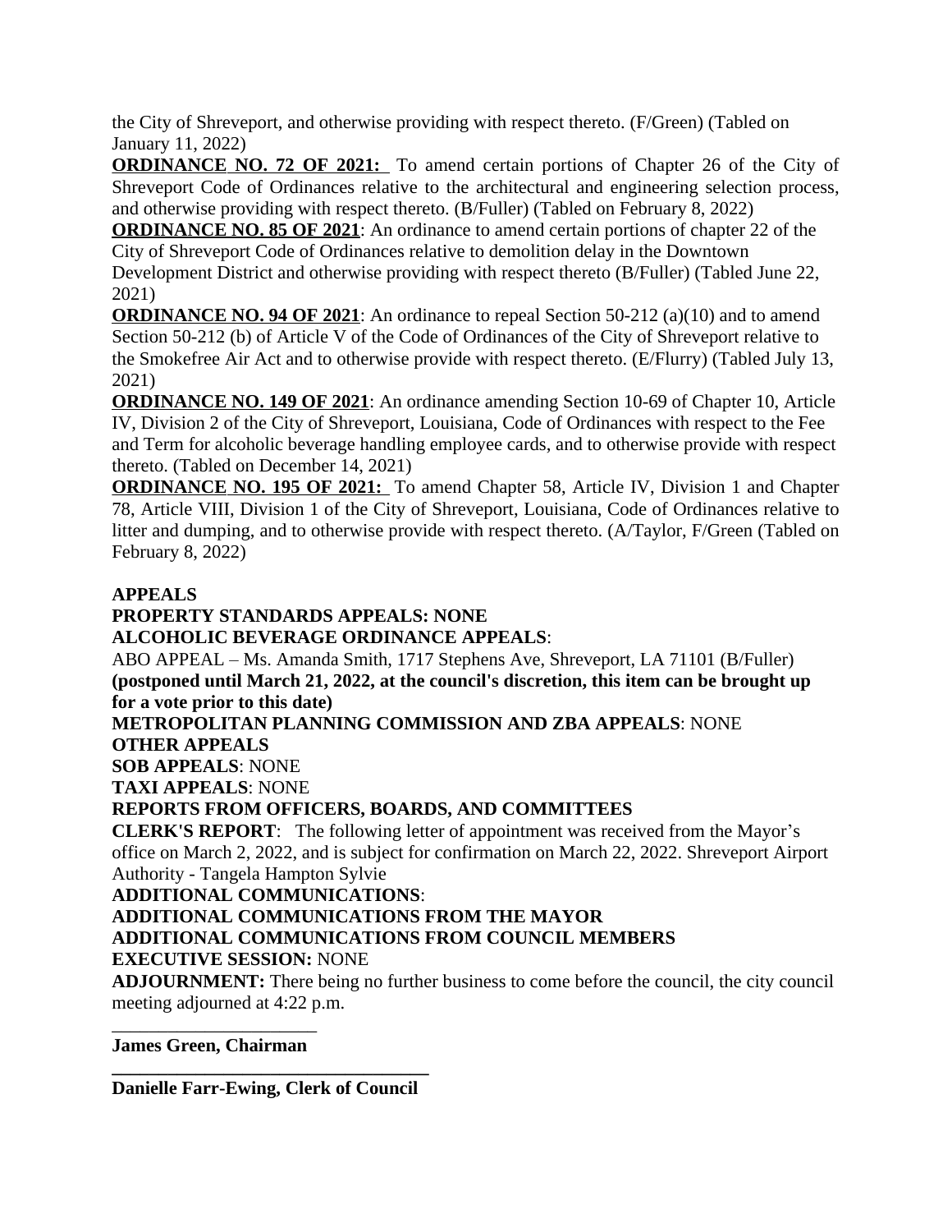the City of Shreveport, and otherwise providing with respect thereto. (F/Green) (Tabled on January 11, 2022)

**ORDINANCE NO. 72 OF 2021:** To amend certain portions of Chapter 26 of the City of Shreveport Code of Ordinances relative to the architectural and engineering selection process, and otherwise providing with respect thereto. (B/Fuller) (Tabled on February 8, 2022)

**ORDINANCE NO. 85 OF 2021**: An ordinance to amend certain portions of chapter 22 of the City of Shreveport Code of Ordinances relative to demolition delay in the Downtown Development District and otherwise providing with respect thereto (B/Fuller) (Tabled June 22, 2021)

**ORDINANCE NO. 94 OF 2021**: An ordinance to repeal Section 50-212 (a)(10) and to amend Section 50-212 (b) of Article V of the Code of Ordinances of the City of Shreveport relative to the Smokefree Air Act and to otherwise provide with respect thereto. (E/Flurry) (Tabled July 13, 2021)

**ORDINANCE NO. 149 OF 2021**: An ordinance amending Section 10-69 of Chapter 10, Article IV, Division 2 of the City of Shreveport, Louisiana, Code of Ordinances with respect to the Fee and Term for alcoholic beverage handling employee cards, and to otherwise provide with respect thereto. (Tabled on December 14, 2021)

**ORDINANCE NO. 195 OF 2021:** To amend Chapter 58, Article IV, Division 1 and Chapter 78, Article VIII, Division 1 of the City of Shreveport, Louisiana, Code of Ordinances relative to litter and dumping, and to otherwise provide with respect thereto. (A/Taylor, F/Green (Tabled on February 8, 2022)

**APPEALS**

**PROPERTY STANDARDS APPEALS: NONE**

**ALCOHOLIC BEVERAGE ORDINANCE APPEALS**:

ABO APPEAL – Ms. Amanda Smith, 1717 Stephens Ave, Shreveport, LA 71101 (B/Fuller) **(postponed until March 21, 2022, at the council's discretion, this item can be brought up for a vote prior to this date)**

**METROPOLITAN PLANNING COMMISSION AND ZBA APPEALS**: NONE

**OTHER APPEALS**

**SOB APPEALS**: NONE

**TAXI APPEALS**: NONE

**REPORTS FROM OFFICERS, BOARDS, AND COMMITTEES**

**CLERK'S REPORT**: The following letter of appointment was received from the Mayor's office on March 2, 2022, and is subject for confirmation on March 22, 2022. Shreveport Airport Authority - Tangela Hampton Sylvie

**ADDITIONAL COMMUNICATIONS**:

**ADDITIONAL COMMUNICATIONS FROM THE MAYOR**

**ADDITIONAL COMMUNICATIONS FROM COUNCIL MEMBERS**

**EXECUTIVE SESSION:** NONE

**ADJOURNMENT:** There being no further business to come before the council, the city council meeting adjourned at 4:22 p.m.

______________________

**James Green, Chairman**

______________________________

**Danielle Farr-Ewing, Clerk of Council**